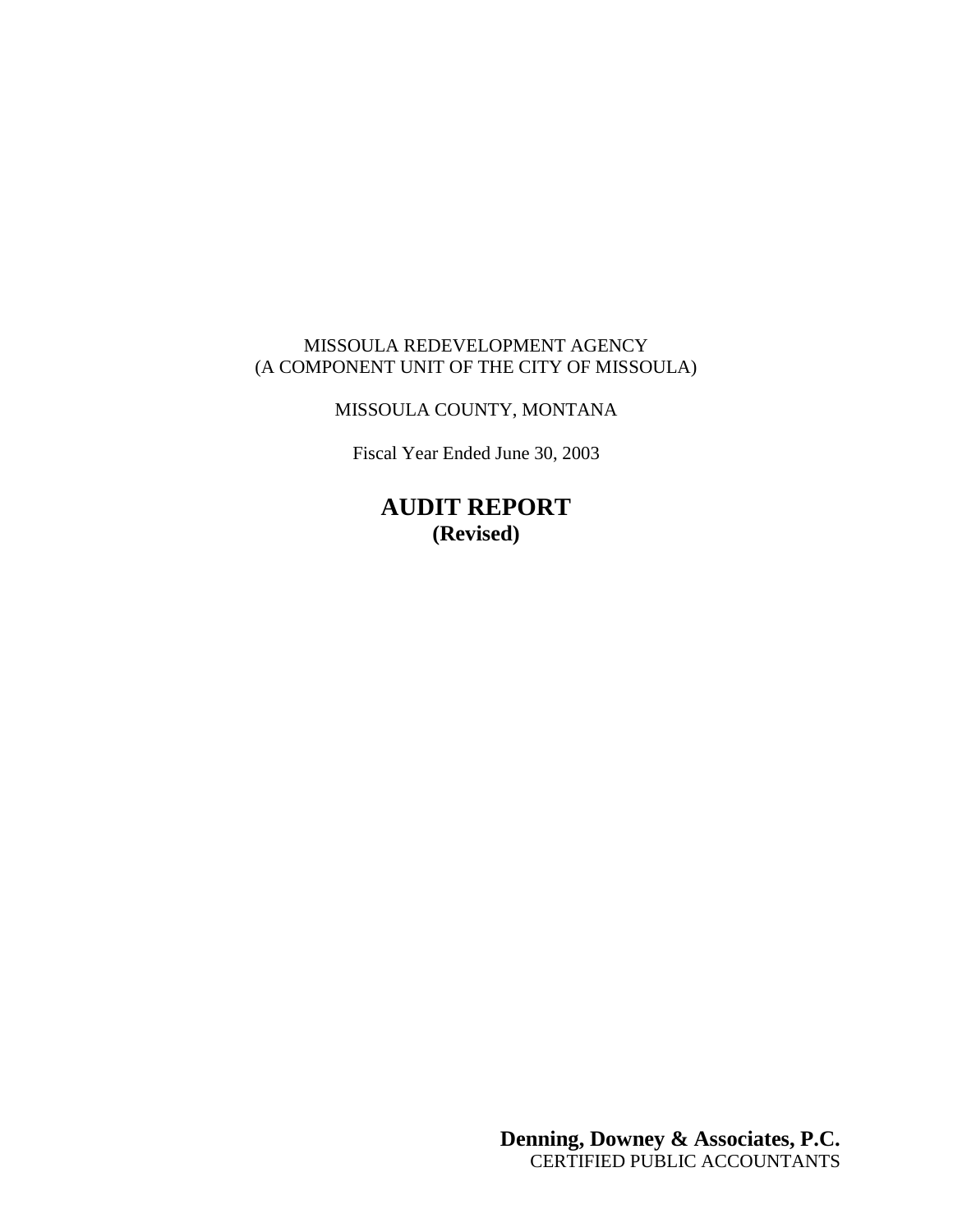MISSOULA REDEVELOPMENT AGENCY
(A COMPONENT UNIT OF THE CITY OF MISSOULA)

MISSOULA COUNTY, MONTANA

Fiscal Year Ended June 30, 2003

# AUDIT REPORT
**(Revised)**

**Denning, Downey & Associates, P.C.**
CERTIFIED PUBLIC ACCOUNTANTS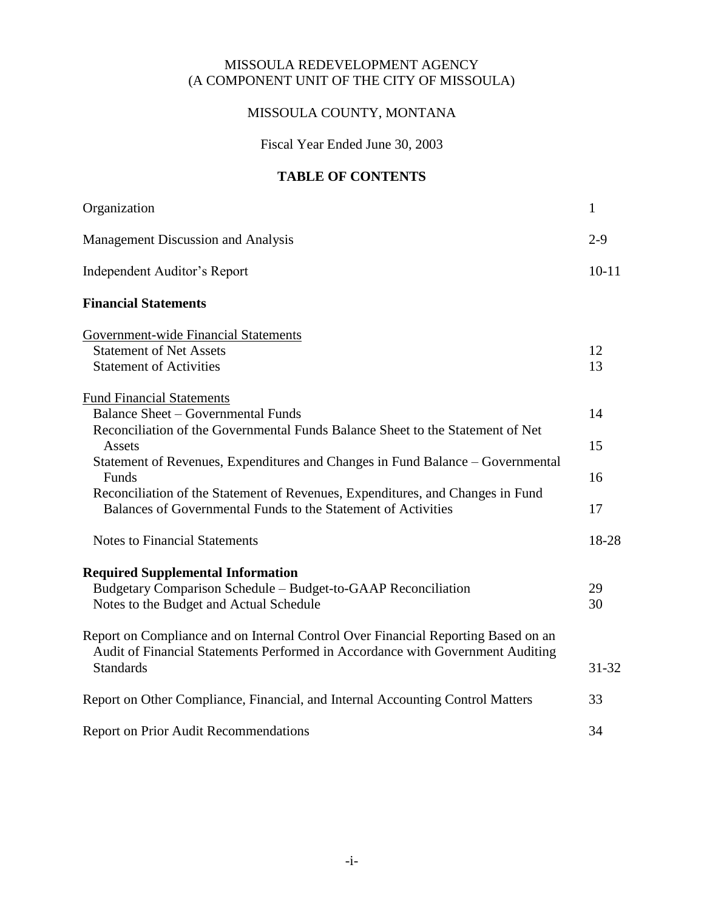# MISSOULA REDEVELOPMENT AGENCY
## (A COMPONENT UNIT OF THE CITY OF MISSOULA)

## MISSOULA COUNTY, MONTANA

Fiscal Year Ended June 30, 2003

## TABLE OF CONTENTS

| | |
|---|---|
| Organization | 1 |
| Management Discussion and Analysis | 2-9 |
| Independent Auditor's Report | 10-11 |
| **Financial Statements** | |
| Government-wide Financial Statements | |
| Statement of Net Assets | 12 |
| Statement of Activities | 13 |
| Fund Financial Statements | |
| Balance Sheet – Governmental Funds | 14 |
| Reconciliation of the Governmental Funds Balance Sheet to the Statement of Net Assets | 15 |
| Statement of Revenues, Expenditures and Changes in Fund Balance – Governmental Funds | 16 |
| Reconciliation of the Statement of Revenues, Expenditures, and Changes in Fund Balances of Governmental Funds to the Statement of Activities | 17 |
| Notes to Financial Statements | 18-28 |
| **Required Supplemental Information** | |
| Budgetary Comparison Schedule – Budget-to-GAAP Reconciliation | 29 |
| Notes to the Budget and Actual Schedule | 30 |
| Report on Compliance and on Internal Control Over Financial Reporting Based on an Audit of Financial Statements Performed in Accordance with Government Auditing Standards | 31-32 |
| Report on Other Compliance, Financial, and Internal Accounting Control Matters | 33 |
| Report on Prior Audit Recommendations | 34 |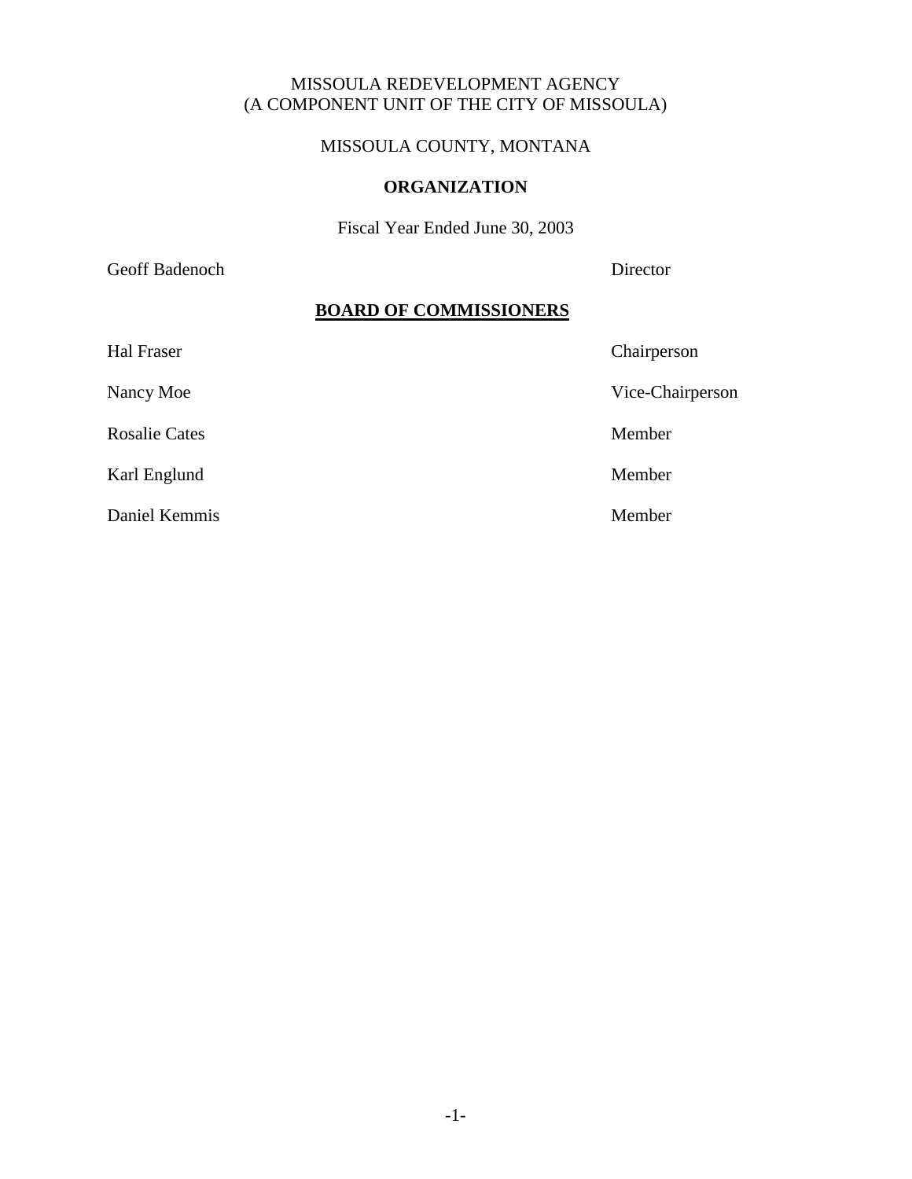MISSOULA REDEVELOPMENT AGENCY
(A COMPONENT UNIT OF THE CITY OF MISSOULA)

MISSOULA COUNTY, MONTANA

# ORGANIZATION

Fiscal Year Ended June 30, 2003

| | |
|---|---|
| Geoff Badenoch | Director |

## BOARD OF COMMISSIONERS

| | |
|---|---|
| Hal Fraser | Chairperson |
| Nancy Moe | Vice-Chairperson |
| Rosalie Cates | Member |
| Karl Englund | Member |
| Daniel Kemmis | Member |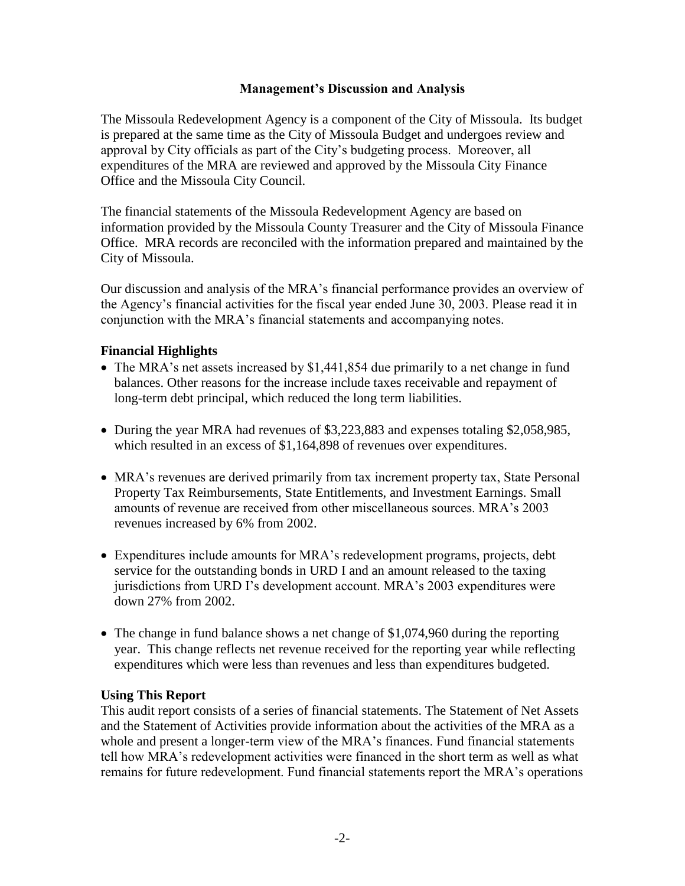## Management's Discussion and Analysis

The Missoula Redevelopment Agency is a component of the City of Missoula. Its budget is prepared at the same time as the City of Missoula Budget and undergoes review and approval by City officials as part of the City's budgeting process. Moreover, all expenditures of the MRA are reviewed and approved by the Missoula City Finance Office and the Missoula City Council.

The financial statements of the Missoula Redevelopment Agency are based on information provided by the Missoula County Treasurer and the City of Missoula Finance Office. MRA records are reconciled with the information prepared and maintained by the City of Missoula.

Our discussion and analysis of the MRA's financial performance provides an overview of the Agency's financial activities for the fiscal year ended June 30, 2003. Please read it in conjunction with the MRA's financial statements and accompanying notes.

### Financial Highlights

- The MRA's net assets increased by $1,441,854 due primarily to a net change in fund balances. Other reasons for the increase include taxes receivable and repayment of long-term debt principal, which reduced the long term liabilities.
- During the year MRA had revenues of $3,223,883 and expenses totaling $2,058,985, which resulted in an excess of $1,164,898 of revenues over expenditures.
- MRA's revenues are derived primarily from tax increment property tax, State Personal Property Tax Reimbursements, State Entitlements, and Investment Earnings. Small amounts of revenue are received from other miscellaneous sources. MRA's 2003 revenues increased by 6% from 2002.
- Expenditures include amounts for MRA's redevelopment programs, projects, debt service for the outstanding bonds in URD I and an amount released to the taxing jurisdictions from URD I's development account. MRA's 2003 expenditures were down 27% from 2002.
- The change in fund balance shows a net change of $1,074,960 during the reporting year. This change reflects net revenue received for the reporting year while reflecting expenditures which were less than revenues and less than expenditures budgeted.

### Using This Report

This audit report consists of a series of financial statements. The Statement of Net Assets and the Statement of Activities provide information about the activities of the MRA as a whole and present a longer-term view of the MRA's finances. Fund financial statements tell how MRA's redevelopment activities were financed in the short term as well as what remains for future redevelopment. Fund financial statements report the MRA's operations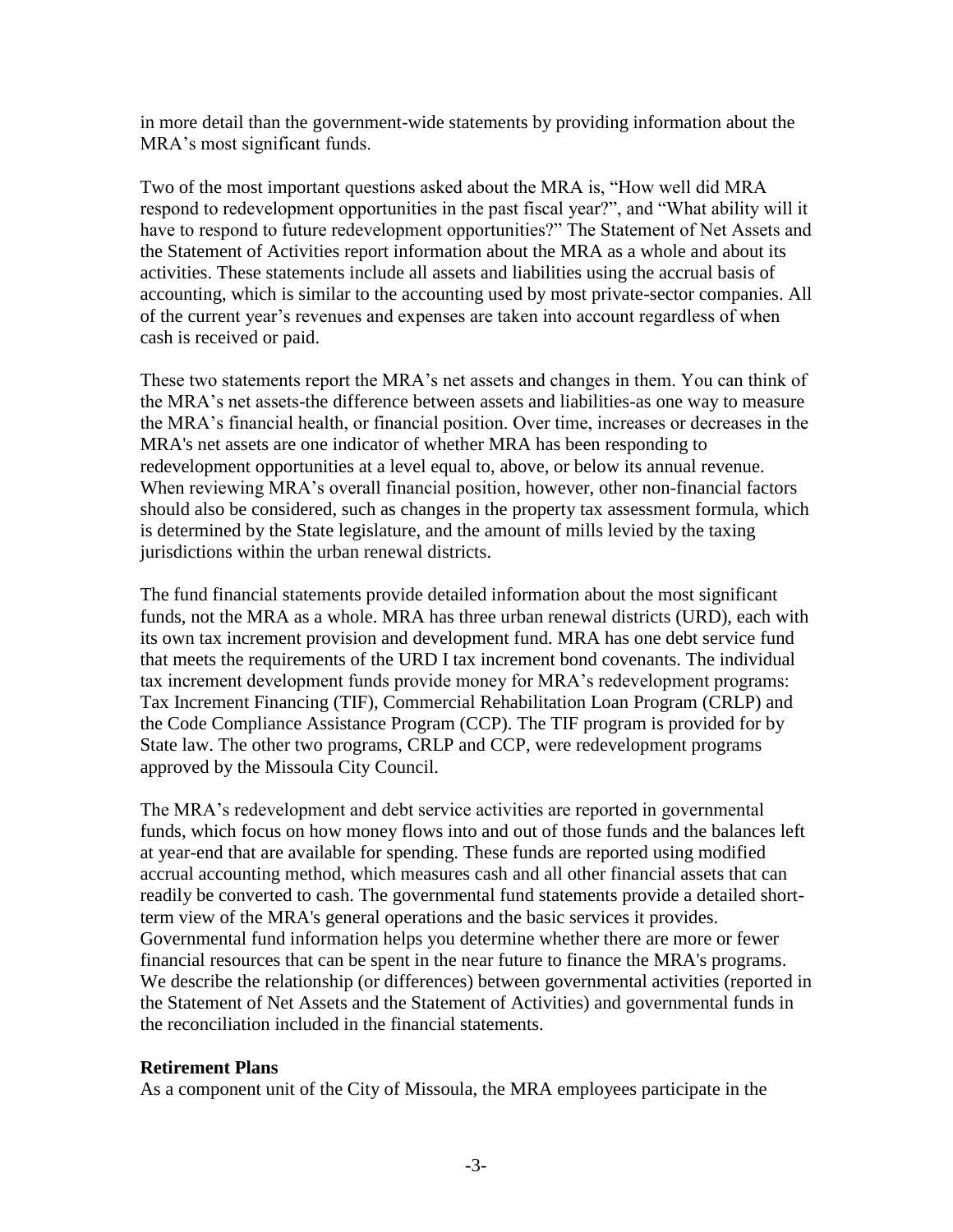in more detail than the government-wide statements by providing information about the MRA's most significant funds.

Two of the most important questions asked about the MRA is, "How well did MRA respond to redevelopment opportunities in the past fiscal year?", and "What ability will it have to respond to future redevelopment opportunities?" The Statement of Net Assets and the Statement of Activities report information about the MRA as a whole and about its activities. These statements include all assets and liabilities using the accrual basis of accounting, which is similar to the accounting used by most private-sector companies. All of the current year's revenues and expenses are taken into account regardless of when cash is received or paid.

These two statements report the MRA's net assets and changes in them. You can think of the MRA's net assets-the difference between assets and liabilities-as one way to measure the MRA's financial health, or financial position. Over time, increases or decreases in the MRA's net assets are one indicator of whether MRA has been responding to redevelopment opportunities at a level equal to, above, or below its annual revenue. When reviewing MRA's overall financial position, however, other non-financial factors should also be considered, such as changes in the property tax assessment formula, which is determined by the State legislature, and the amount of mills levied by the taxing jurisdictions within the urban renewal districts.

The fund financial statements provide detailed information about the most significant funds, not the MRA as a whole. MRA has three urban renewal districts (URD), each with its own tax increment provision and development fund. MRA has one debt service fund that meets the requirements of the URD I tax increment bond covenants. The individual tax increment development funds provide money for MRA's redevelopment programs: Tax Increment Financing (TIF), Commercial Rehabilitation Loan Program (CRLP) and the Code Compliance Assistance Program (CCP). The TIF program is provided for by State law. The other two programs, CRLP and CCP, were redevelopment programs approved by the Missoula City Council.

The MRA's redevelopment and debt service activities are reported in governmental funds, which focus on how money flows into and out of those funds and the balances left at year-end that are available for spending. These funds are reported using modified accrual accounting method, which measures cash and all other financial assets that can readily be converted to cash. The governmental fund statements provide a detailed short-term view of the MRA's general operations and the basic services it provides. Governmental fund information helps you determine whether there are more or fewer financial resources that can be spent in the near future to finance the MRA's programs. We describe the relationship (or differences) between governmental activities (reported in the Statement of Net Assets and the Statement of Activities) and governmental funds in the reconciliation included in the financial statements.

**Retirement Plans**

As a component unit of the City of Missoula, the MRA employees participate in the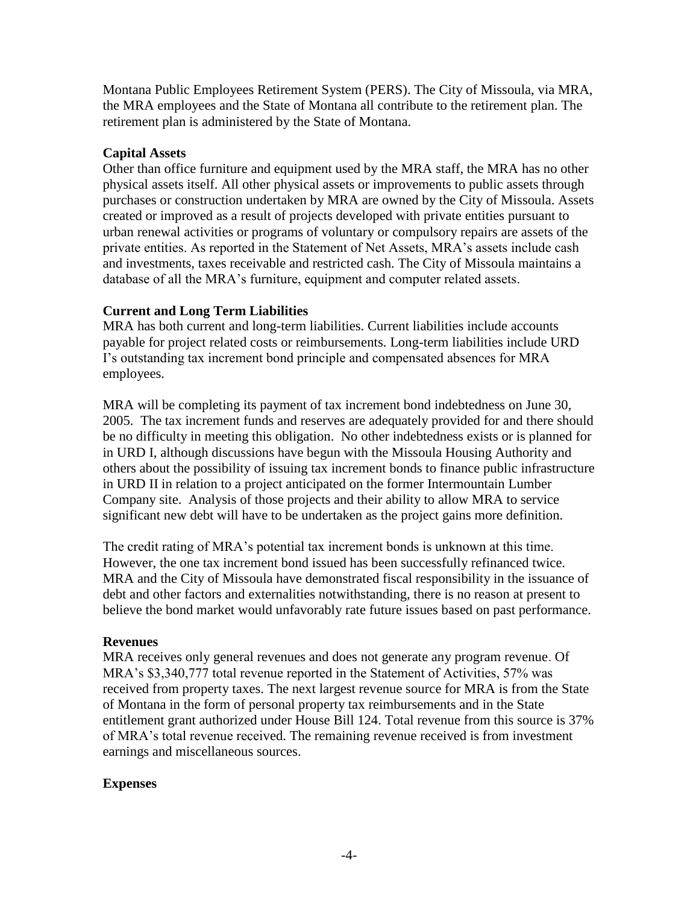Montana Public Employees Retirement System (PERS). The City of Missoula, via MRA, the MRA employees and the State of Montana all contribute to the retirement plan. The retirement plan is administered by the State of Montana.

**Capital Assets**

Other than office furniture and equipment used by the MRA staff, the MRA has no other physical assets itself. All other physical assets or improvements to public assets through purchases or construction undertaken by MRA are owned by the City of Missoula. Assets created or improved as a result of projects developed with private entities pursuant to urban renewal activities or programs of voluntary or compulsory repairs are assets of the private entities. As reported in the Statement of Net Assets, MRA's assets include cash and investments, taxes receivable and restricted cash. The City of Missoula maintains a database of all the MRA's furniture, equipment and computer related assets.

**Current and Long Term Liabilities**

MRA has both current and long-term liabilities. Current liabilities include accounts payable for project related costs or reimbursements. Long-term liabilities include URD I's outstanding tax increment bond principle and compensated absences for MRA employees.

MRA will be completing its payment of tax increment bond indebtedness on June 30, 2005. The tax increment funds and reserves are adequately provided for and there should be no difficulty in meeting this obligation. No other indebtedness exists or is planned for in URD I, although discussions have begun with the Missoula Housing Authority and others about the possibility of issuing tax increment bonds to finance public infrastructure in URD II in relation to a project anticipated on the former Intermountain Lumber Company site. Analysis of those projects and their ability to allow MRA to service significant new debt will have to be undertaken as the project gains more definition.

The credit rating of MRA's potential tax increment bonds is unknown at this time. However, the one tax increment bond issued has been successfully refinanced twice. MRA and the City of Missoula have demonstrated fiscal responsibility in the issuance of debt and other factors and externalities notwithstanding, there is no reason at present to believe the bond market would unfavorably rate future issues based on past performance.

**Revenues**

MRA receives only general revenues and does not generate any program revenue. Of MRA's $3,340,777 total revenue reported in the Statement of Activities, 57% was received from property taxes. The next largest revenue source for MRA is from the State of Montana in the form of personal property tax reimbursements and in the State entitlement grant authorized under House Bill 124. Total revenue from this source is 37% of MRA's total revenue received. The remaining revenue received is from investment earnings and miscellaneous sources.

**Expenses**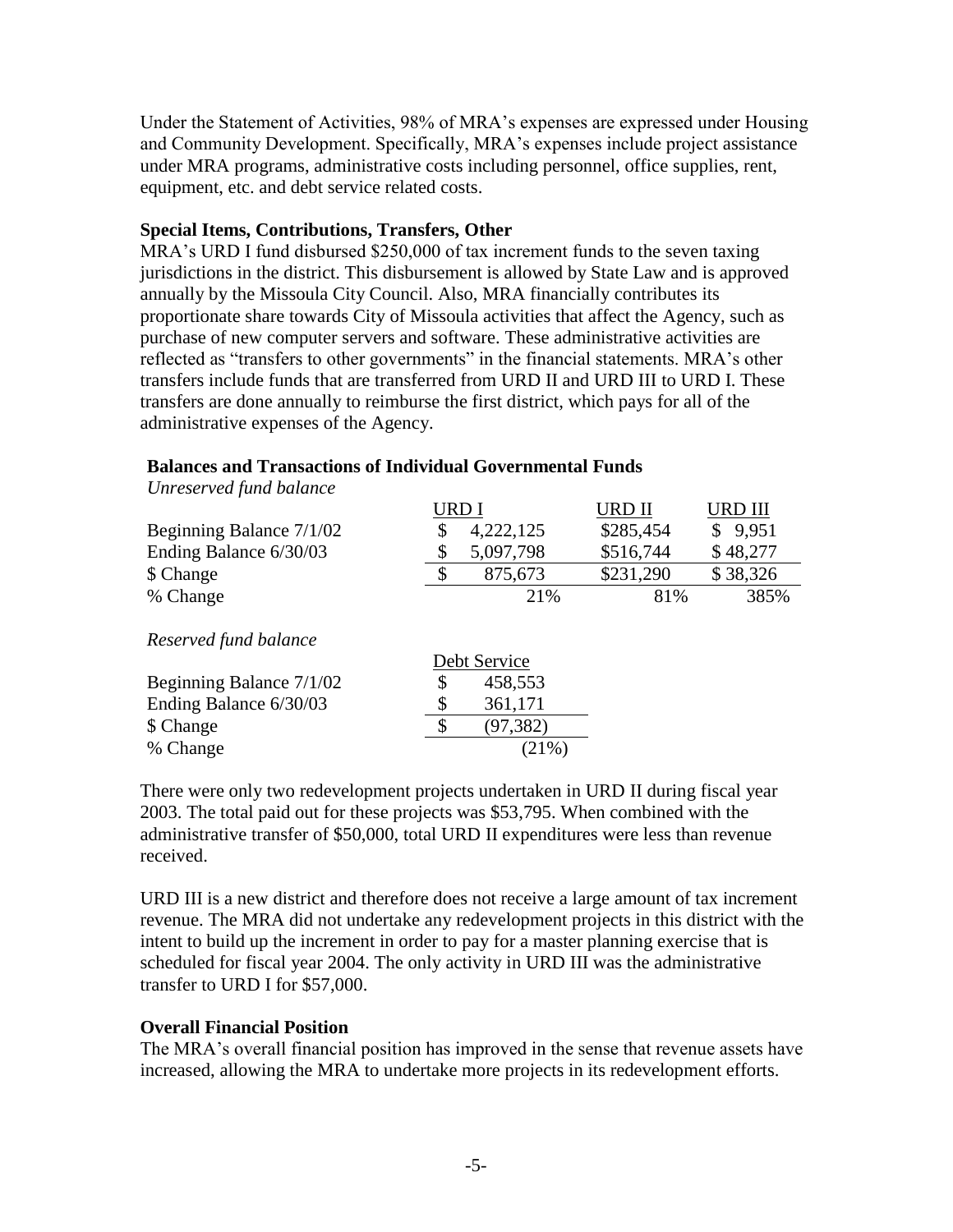Under the Statement of Activities, 98% of MRA's expenses are expressed under Housing and Community Development. Specifically, MRA's expenses include project assistance under MRA programs, administrative costs including personnel, office supplies, rent, equipment, etc. and debt service related costs.

**Special Items, Contributions, Transfers, Other**

MRA's URD I fund disbursed $250,000 of tax increment funds to the seven taxing jurisdictions in the district. This disbursement is allowed by State Law and is approved annually by the Missoula City Council. Also, MRA financially contributes its proportionate share towards City of Missoula activities that affect the Agency, such as purchase of new computer servers and software. These administrative activities are reflected as "transfers to other governments" in the financial statements. MRA's other transfers include funds that are transferred from URD II and URD III to URD I. These transfers are done annually to reimburse the first district, which pays for all of the administrative expenses of the Agency.

**Balances and Transactions of Individual Governmental Funds**

*Unreserved fund balance*

| | URD I | URD II | URD III |
|---|---|---|---|
| Beginning Balance 7/1/02 | $ 4,222,125 | $285,454 | $ 9,951 |
| Ending Balance 6/30/03 | $ 5,097,798 | $516,744 | $ 48,277 |
| $ Change | $ 875,673 | $231,290 | $ 38,326 |
| % Change | 21% | 81% | 385% |

*Reserved fund balance*

| | Debt Service |
|---|---|
| Beginning Balance 7/1/02 | $ 458,553 |
| Ending Balance 6/30/03 | $ 361,171 |
| $ Change | $ (97,382) |
| % Change | (21%) |

There were only two redevelopment projects undertaken in URD II during fiscal year 2003. The total paid out for these projects was $53,795. When combined with the administrative transfer of $50,000, total URD II expenditures were less than revenue received.

URD III is a new district and therefore does not receive a large amount of tax increment revenue. The MRA did not undertake any redevelopment projects in this district with the intent to build up the increment in order to pay for a master planning exercise that is scheduled for fiscal year 2004. The only activity in URD III was the administrative transfer to URD I for $57,000.

**Overall Financial Position**

The MRA's overall financial position has improved in the sense that revenue assets have increased, allowing the MRA to undertake more projects in its redevelopment efforts.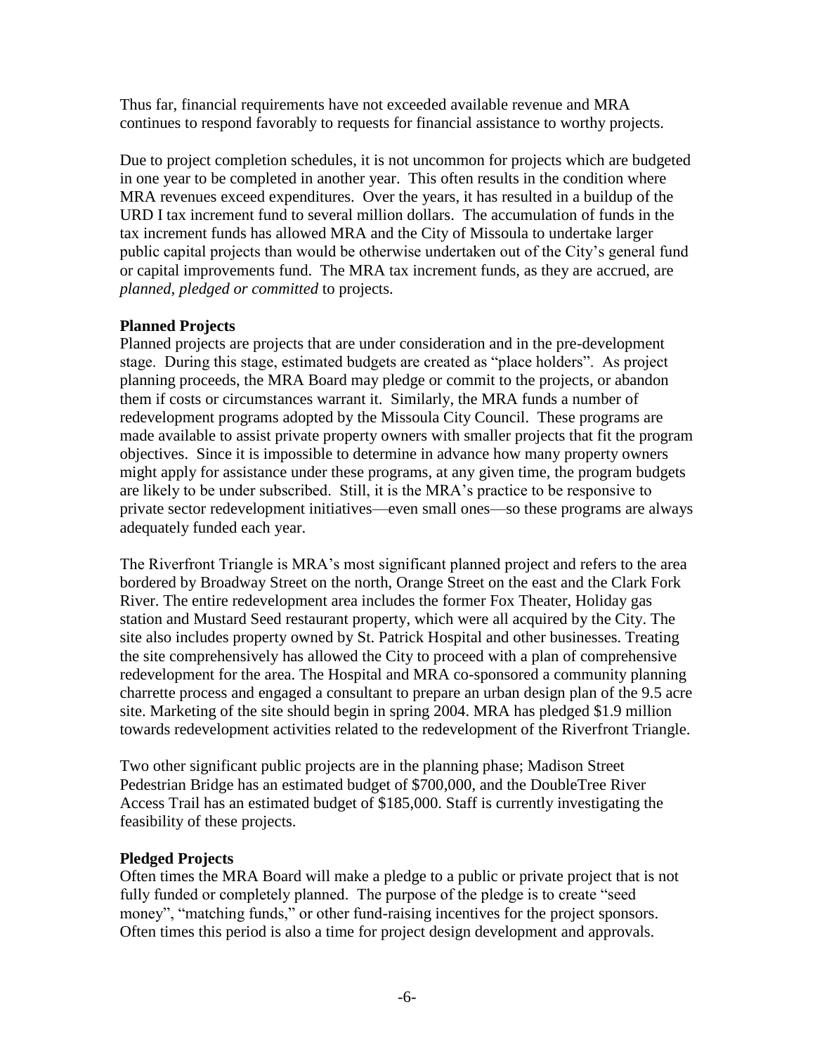Thus far, financial requirements have not exceeded available revenue and MRA continues to respond favorably to requests for financial assistance to worthy projects.

Due to project completion schedules, it is not uncommon for projects which are budgeted in one year to be completed in another year. This often results in the condition where MRA revenues exceed expenditures. Over the years, it has resulted in a buildup of the URD I tax increment fund to several million dollars. The accumulation of funds in the tax increment funds has allowed MRA and the City of Missoula to undertake larger public capital projects than would be otherwise undertaken out of the City's general fund or capital improvements fund. The MRA tax increment funds, as they are accrued, are *planned, pledged or committed* to projects.

**Planned Projects**

Planned projects are projects that are under consideration and in the pre-development stage. During this stage, estimated budgets are created as "place holders". As project planning proceeds, the MRA Board may pledge or commit to the projects, or abandon them if costs or circumstances warrant it. Similarly, the MRA funds a number of redevelopment programs adopted by the Missoula City Council. These programs are made available to assist private property owners with smaller projects that fit the program objectives. Since it is impossible to determine in advance how many property owners might apply for assistance under these programs, at any given time, the program budgets are likely to be under subscribed. Still, it is the MRA's practice to be responsive to private sector redevelopment initiatives—even small ones—so these programs are always adequately funded each year.

The Riverfront Triangle is MRA's most significant planned project and refers to the area bordered by Broadway Street on the north, Orange Street on the east and the Clark Fork River. The entire redevelopment area includes the former Fox Theater, Holiday gas station and Mustard Seed restaurant property, which were all acquired by the City. The site also includes property owned by St. Patrick Hospital and other businesses. Treating the site comprehensively has allowed the City to proceed with a plan of comprehensive redevelopment for the area. The Hospital and MRA co-sponsored a community planning charrette process and engaged a consultant to prepare an urban design plan of the 9.5 acre site. Marketing of the site should begin in spring 2004. MRA has pledged $1.9 million towards redevelopment activities related to the redevelopment of the Riverfront Triangle.

Two other significant public projects are in the planning phase; Madison Street Pedestrian Bridge has an estimated budget of $700,000, and the DoubleTree River Access Trail has an estimated budget of $185,000. Staff is currently investigating the feasibility of these projects.

**Pledged Projects**

Often times the MRA Board will make a pledge to a public or private project that is not fully funded or completely planned. The purpose of the pledge is to create "seed money", "matching funds," or other fund-raising incentives for the project sponsors. Often times this period is also a time for project design development and approvals.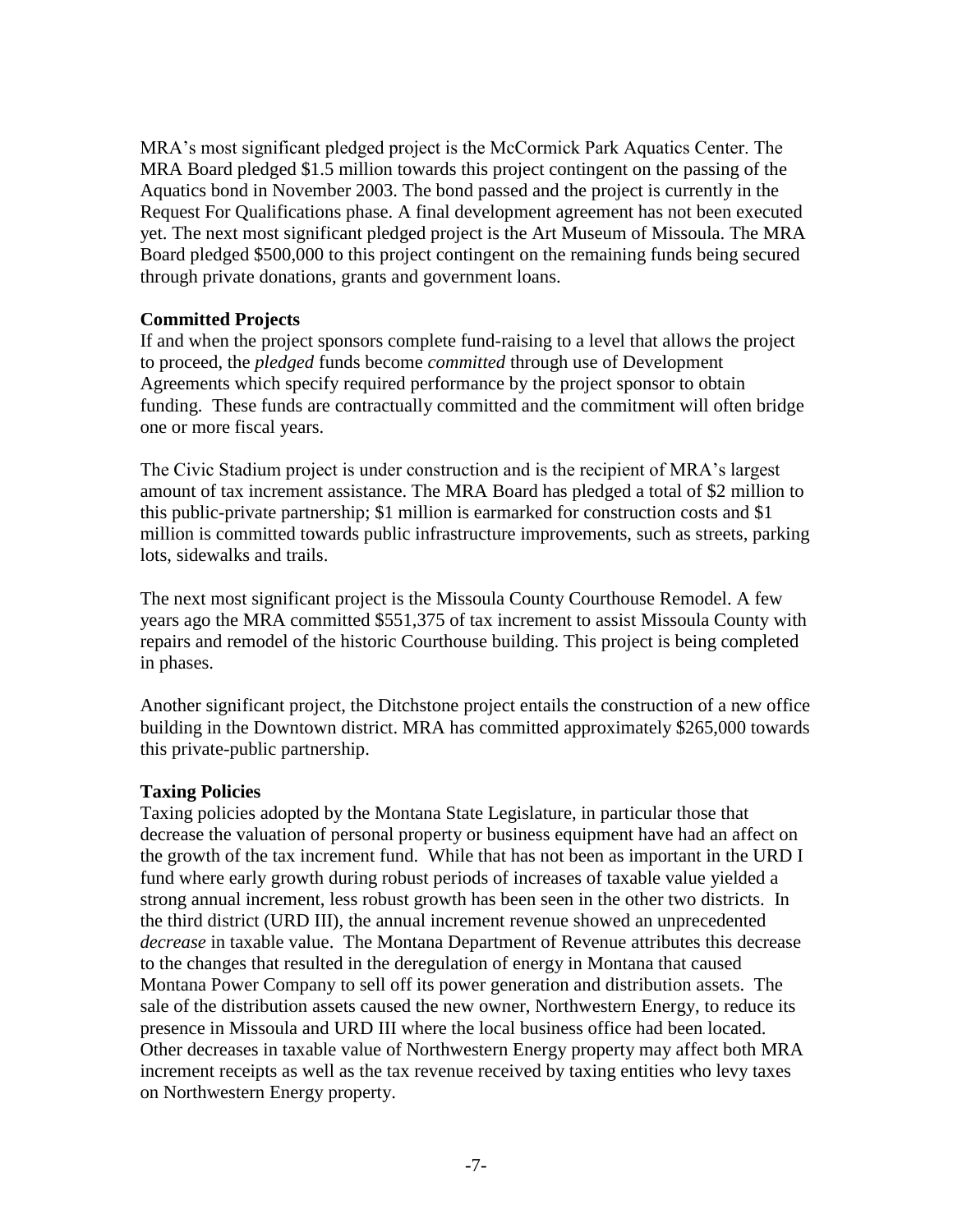MRA's most significant pledged project is the McCormick Park Aquatics Center. The MRA Board pledged $1.5 million towards this project contingent on the passing of the Aquatics bond in November 2003. The bond passed and the project is currently in the Request For Qualifications phase. A final development agreement has not been executed yet. The next most significant pledged project is the Art Museum of Missoula. The MRA Board pledged $500,000 to this project contingent on the remaining funds being secured through private donations, grants and government loans.

**Committed Projects**

If and when the project sponsors complete fund-raising to a level that allows the project to proceed, the *pledged* funds become *committed* through use of Development Agreements which specify required performance by the project sponsor to obtain funding. These funds are contractually committed and the commitment will often bridge one or more fiscal years.

The Civic Stadium project is under construction and is the recipient of MRA's largest amount of tax increment assistance. The MRA Board has pledged a total of $2 million to this public-private partnership; $1 million is earmarked for construction costs and $1 million is committed towards public infrastructure improvements, such as streets, parking lots, sidewalks and trails.

The next most significant project is the Missoula County Courthouse Remodel. A few years ago the MRA committed $551,375 of tax increment to assist Missoula County with repairs and remodel of the historic Courthouse building. This project is being completed in phases.

Another significant project, the Ditchstone project entails the construction of a new office building in the Downtown district. MRA has committed approximately $265,000 towards this private-public partnership.

**Taxing Policies**

Taxing policies adopted by the Montana State Legislature, in particular those that decrease the valuation of personal property or business equipment have had an affect on the growth of the tax increment fund. While that has not been as important in the URD I fund where early growth during robust periods of increases of taxable value yielded a strong annual increment, less robust growth has been seen in the other two districts. In the third district (URD III), the annual increment revenue showed an unprecedented *decrease* in taxable value. The Montana Department of Revenue attributes this decrease to the changes that resulted in the deregulation of energy in Montana that caused Montana Power Company to sell off its power generation and distribution assets. The sale of the distribution assets caused the new owner, Northwestern Energy, to reduce its presence in Missoula and URD III where the local business office had been located. Other decreases in taxable value of Northwestern Energy property may affect both MRA increment receipts as well as the tax revenue received by taxing entities who levy taxes on Northwestern Energy property.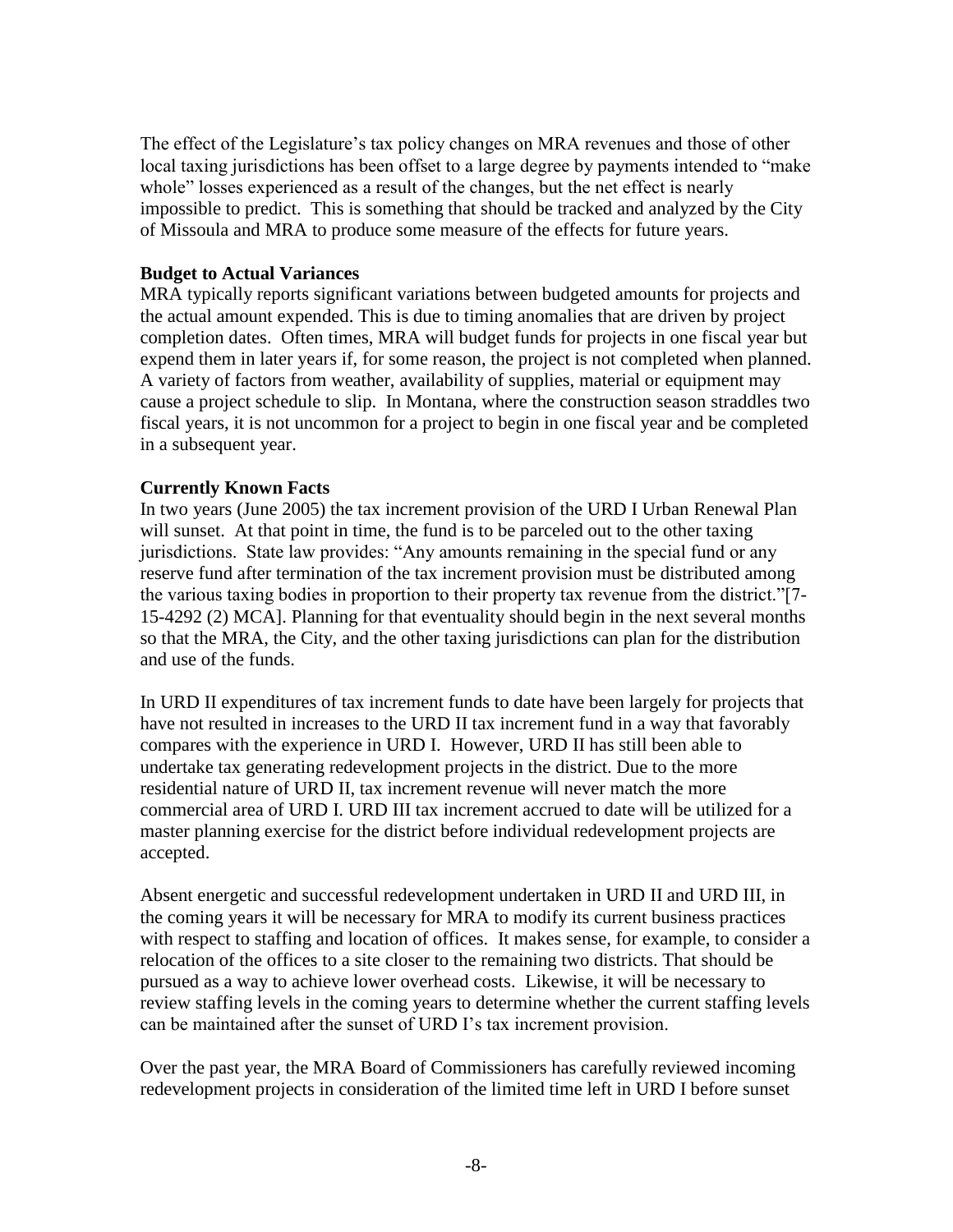The effect of the Legislature's tax policy changes on MRA revenues and those of other local taxing jurisdictions has been offset to a large degree by payments intended to "make whole" losses experienced as a result of the changes, but the net effect is nearly impossible to predict. This is something that should be tracked and analyzed by the City of Missoula and MRA to produce some measure of the effects for future years.

**Budget to Actual Variances**

MRA typically reports significant variations between budgeted amounts for projects and the actual amount expended. This is due to timing anomalies that are driven by project completion dates. Often times, MRA will budget funds for projects in one fiscal year but expend them in later years if, for some reason, the project is not completed when planned. A variety of factors from weather, availability of supplies, material or equipment may cause a project schedule to slip. In Montana, where the construction season straddles two fiscal years, it is not uncommon for a project to begin in one fiscal year and be completed in a subsequent year.

**Currently Known Facts**

In two years (June 2005) the tax increment provision of the URD I Urban Renewal Plan will sunset. At that point in time, the fund is to be parceled out to the other taxing jurisdictions. State law provides: "Any amounts remaining in the special fund or any reserve fund after termination of the tax increment provision must be distributed among the various taxing bodies in proportion to their property tax revenue from the district."[7-15-4292 (2) MCA]. Planning for that eventuality should begin in the next several months so that the MRA, the City, and the other taxing jurisdictions can plan for the distribution and use of the funds.

In URD II expenditures of tax increment funds to date have been largely for projects that have not resulted in increases to the URD II tax increment fund in a way that favorably compares with the experience in URD I. However, URD II has still been able to undertake tax generating redevelopment projects in the district. Due to the more residential nature of URD II, tax increment revenue will never match the more commercial area of URD I. URD III tax increment accrued to date will be utilized for a master planning exercise for the district before individual redevelopment projects are accepted.

Absent energetic and successful redevelopment undertaken in URD II and URD III, in the coming years it will be necessary for MRA to modify its current business practices with respect to staffing and location of offices. It makes sense, for example, to consider a relocation of the offices to a site closer to the remaining two districts. That should be pursued as a way to achieve lower overhead costs. Likewise, it will be necessary to review staffing levels in the coming years to determine whether the current staffing levels can be maintained after the sunset of URD I's tax increment provision.

Over the past year, the MRA Board of Commissioners has carefully reviewed incoming redevelopment projects in consideration of the limited time left in URD I before sunset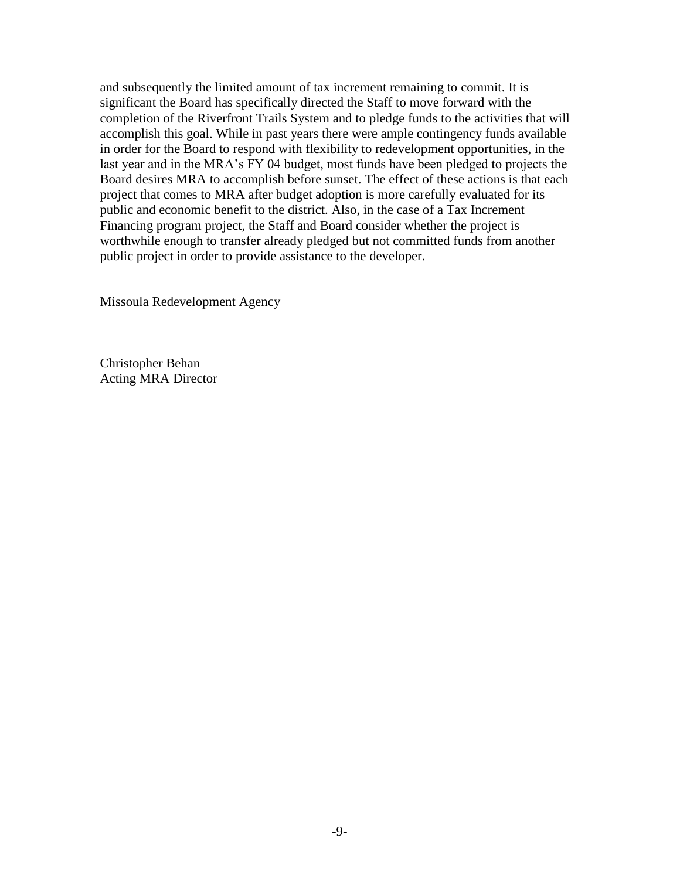and subsequently the limited amount of tax increment remaining to commit. It is significant the Board has specifically directed the Staff to move forward with the completion of the Riverfront Trails System and to pledge funds to the activities that will accomplish this goal. While in past years there were ample contingency funds available in order for the Board to respond with flexibility to redevelopment opportunities, in the last year and in the MRA's FY 04 budget, most funds have been pledged to projects the Board desires MRA to accomplish before sunset. The effect of these actions is that each project that comes to MRA after budget adoption is more carefully evaluated for its public and economic benefit to the district. Also, in the case of a Tax Increment Financing program project, the Staff and Board consider whether the project is worthwhile enough to transfer already pledged but not committed funds from another public project in order to provide assistance to the developer.

Missoula Redevelopment Agency

Christopher Behan
Acting MRA Director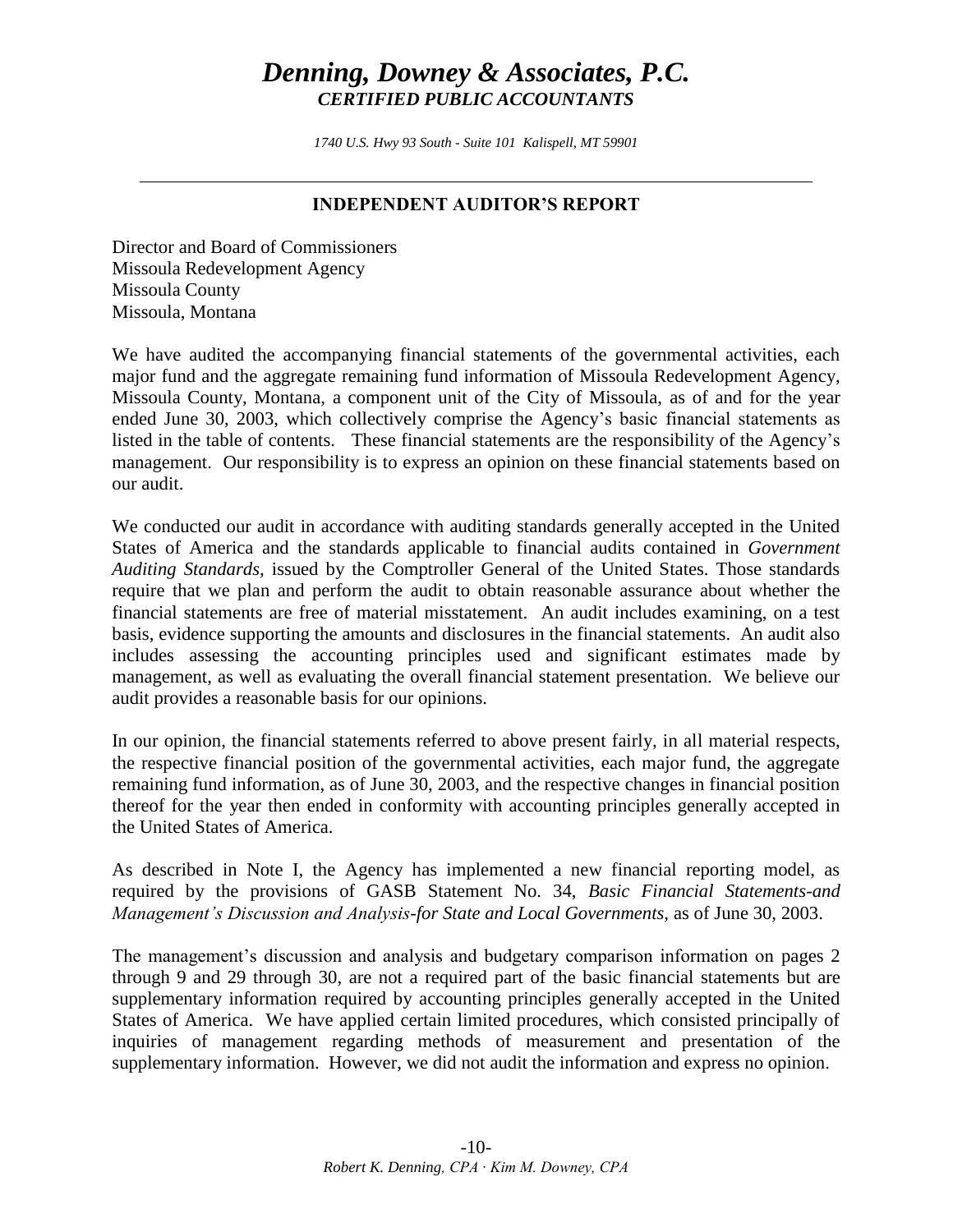# *Denning, Downey & Associates, P.C.*
### *CERTIFIED PUBLIC ACCOUNTANTS*

*1740 U.S. Hwy 93 South - Suite 101 Kalispell, MT 59901*

---

## INDEPENDENT AUDITOR'S REPORT

Director and Board of Commissioners
Missoula Redevelopment Agency
Missoula County
Missoula, Montana

We have audited the accompanying financial statements of the governmental activities, each major fund and the aggregate remaining fund information of Missoula Redevelopment Agency, Missoula County, Montana, a component unit of the City of Missoula, as of and for the year ended June 30, 2003, which collectively comprise the Agency's basic financial statements as listed in the table of contents. These financial statements are the responsibility of the Agency's management. Our responsibility is to express an opinion on these financial statements based on our audit.

We conducted our audit in accordance with auditing standards generally accepted in the United States of America and the standards applicable to financial audits contained in *Government Auditing Standards,* issued by the Comptroller General of the United States. Those standards require that we plan and perform the audit to obtain reasonable assurance about whether the financial statements are free of material misstatement. An audit includes examining, on a test basis, evidence supporting the amounts and disclosures in the financial statements. An audit also includes assessing the accounting principles used and significant estimates made by management, as well as evaluating the overall financial statement presentation. We believe our audit provides a reasonable basis for our opinions.

In our opinion, the financial statements referred to above present fairly, in all material respects, the respective financial position of the governmental activities, each major fund, the aggregate remaining fund information, as of June 30, 2003, and the respective changes in financial position thereof for the year then ended in conformity with accounting principles generally accepted in the United States of America.

As described in Note I, the Agency has implemented a new financial reporting model, as required by the provisions of GASB Statement No. 34, *Basic Financial Statements-and Management's Discussion and Analysis-for State and Local Governments,* as of June 30, 2003.

The management's discussion and analysis and budgetary comparison information on pages 2 through 9 and 29 through 30, are not a required part of the basic financial statements but are supplementary information required by accounting principles generally accepted in the United States of America. We have applied certain limited procedures, which consisted principally of inquiries of management regarding methods of measurement and presentation of the supplementary information. However, we did not audit the information and express no opinion.

*Robert K. Denning, CPA · Kim M. Downey, CPA*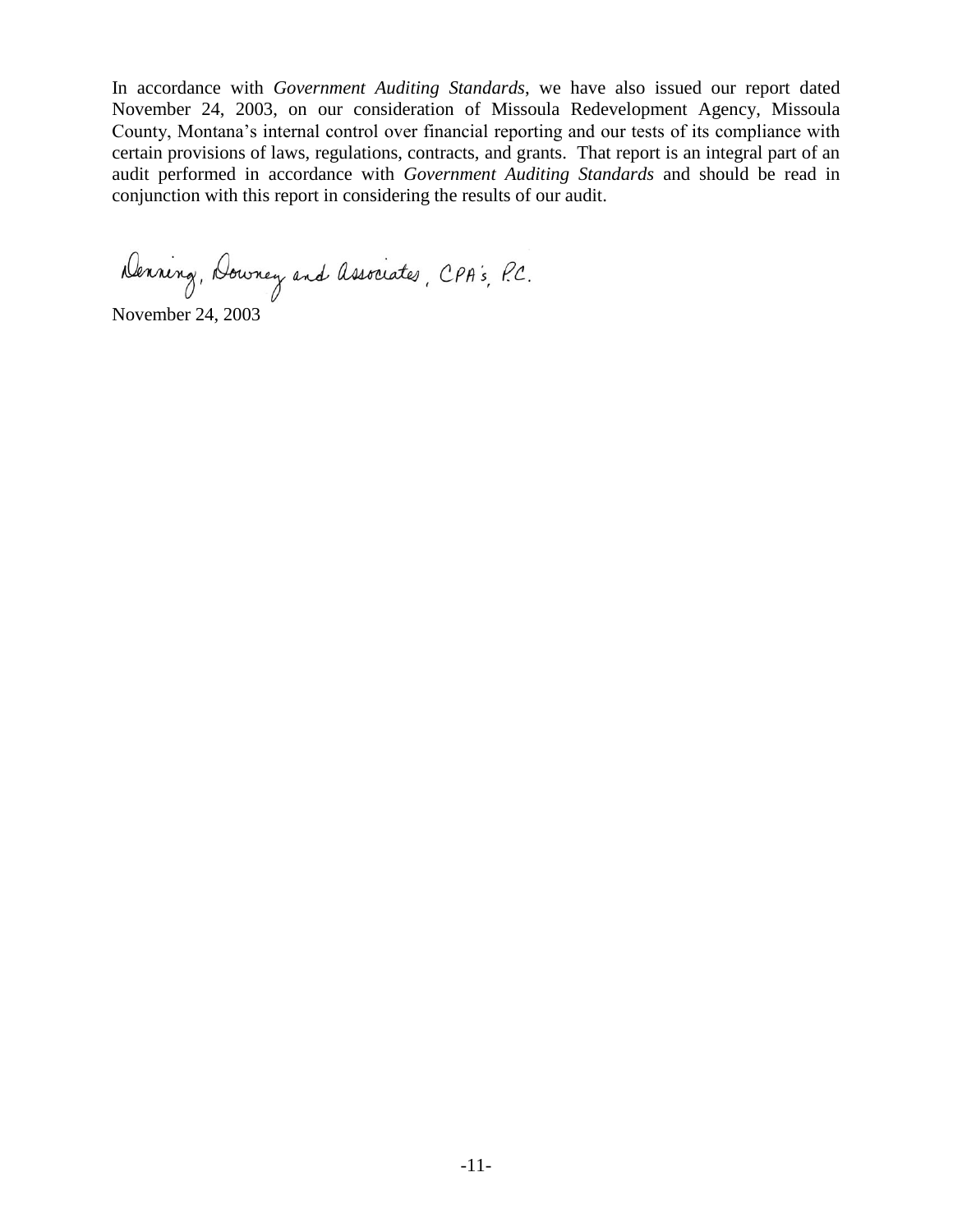In accordance with *Government Auditing Standards*, we have also issued our report dated November 24, 2003, on our consideration of Missoula Redevelopment Agency, Missoula County, Montana's internal control over financial reporting and our tests of its compliance with certain provisions of laws, regulations, contracts, and grants. That report is an integral part of an audit performed in accordance with *Government Auditing Standards* and should be read in conjunction with this report in considering the results of our audit.

Denning, Downey and Associates, CPA's, P.C.

November 24, 2003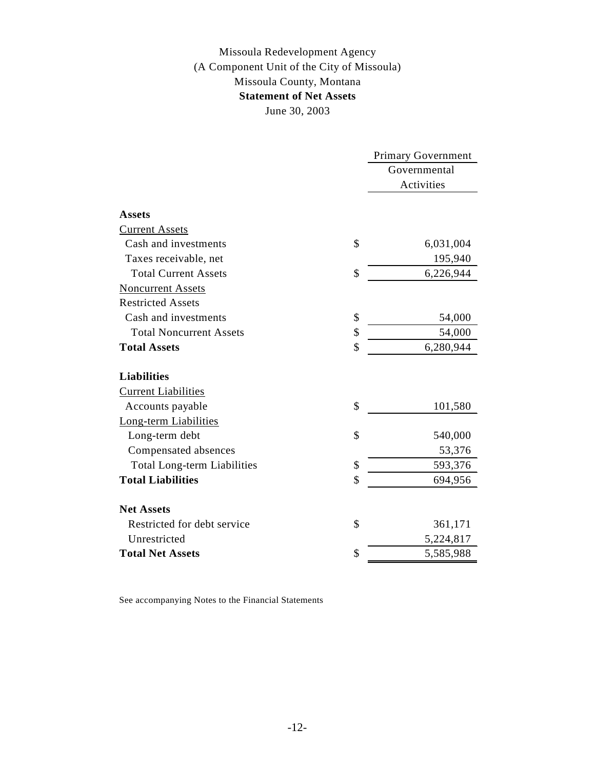Missoula Redevelopment Agency
(A Component Unit of the City of Missoula)
Missoula County, Montana
**Statement of Net Assets**
June 30, 2003

| | | Primary Government |
|---|---|---|
| | | Governmental Activities |
| **Assets** | | |
| Current Assets | | |
| Cash and investments | $ | 6,031,004 |
| Taxes receivable, net | | 195,940 |
| Total Current Assets | $ | 6,226,944 |
| Noncurrent Assets | | |
| Restricted Assets | | |
| Cash and investments | $ | 54,000 |
| Total Noncurrent Assets | $ | 54,000 |
| **Total Assets** | $ | 6,280,944 |
| **Liabilities** | | |
| Current Liabilities | | |
| Accounts payable | $ | 101,580 |
| Long-term Liabilities | | |
| Long-term debt | $ | 540,000 |
| Compensated absences | | 53,376 |
| Total Long-term Liabilities | $ | 593,376 |
| **Total Liabilities** | $ | 694,956 |
| **Net Assets** | | |
| Restricted for debt service | $ | 361,171 |
| Unrestricted | | 5,224,817 |
| **Total Net Assets** | $ | 5,585,988 |

See accompanying Notes to the Financial Statements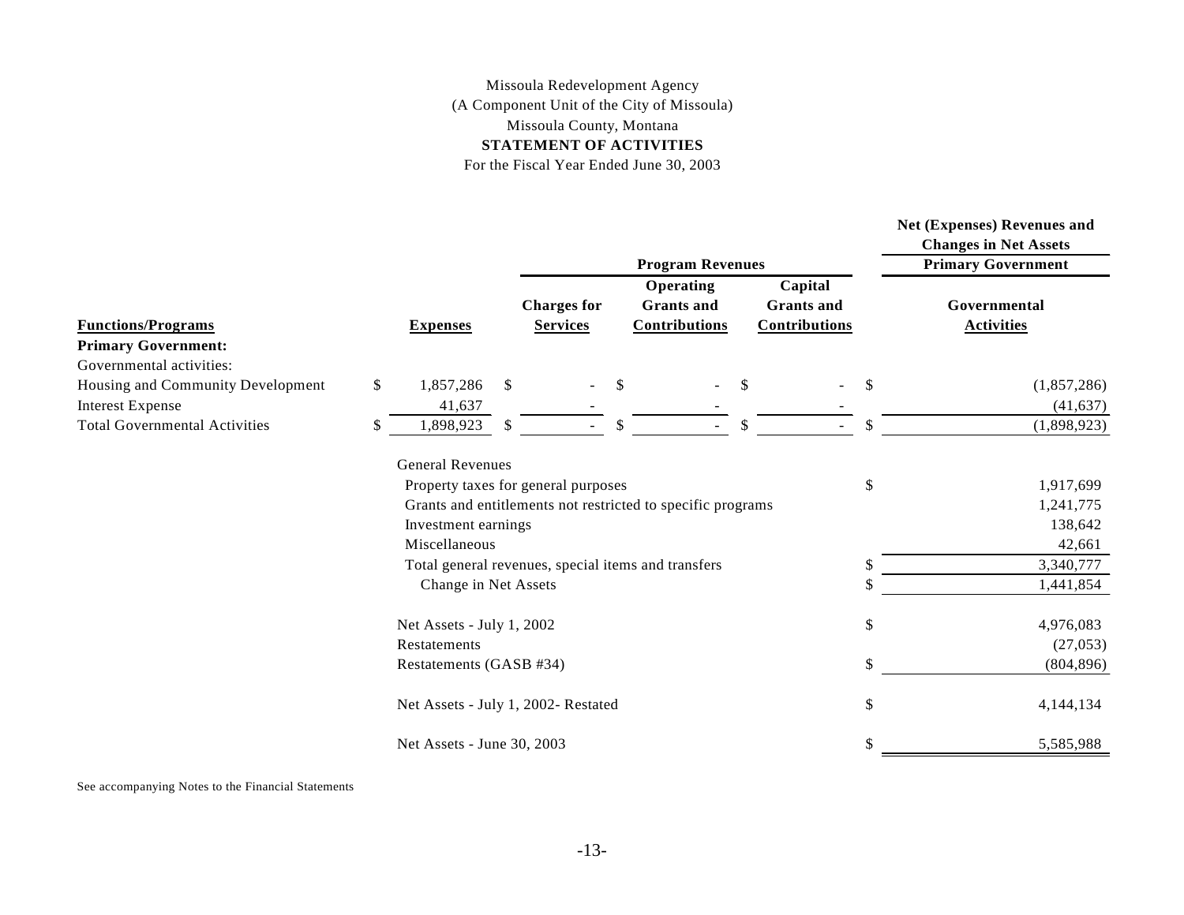Missoula Redevelopment Agency
(A Component Unit of the City of Missoula)
Missoula County, Montana
**STATEMENT OF ACTIVITIES**
For the Fiscal Year Ended June 30, 2003

| | | Program Revenues | | | Net (Expenses) Revenues and Changes in Net Assets |
|---|---|---|---|---|---|
| | | | | | **Primary Government** |
| **Functions/Programs** | **Expenses** | **Charges for Services** | **Operating Grants and Contributions** | **Capital Grants and Contributions** | **Governmental Activities** |
| **Primary Government:** | | | | | |
| Governmental activities: | | | | | |
| Housing and Community Development | $ 1,857,286 | $ - | $ - | $ - | $ (1,857,286) |
| Interest Expense | 41,637 | - | - | - | (41,637) |
| Total Governmental Activities | $ 1,898,923 | $ - | $ - | $ - | $ (1,898,923) |
| | General Revenues | | | | |
| | Property taxes for general purposes | | | | $ 1,917,699 |
| | Grants and entitlements not restricted to specific programs | | | | 1,241,775 |
| | Investment earnings | | | | 138,642 |
| | Miscellaneous | | | | 42,661 |
| | Total general revenues, special items and transfers | | | | $ 3,340,777 |
| | Change in Net Assets | | | | $ 1,441,854 |
| | Net Assets - July 1, 2002 | | | | $ 4,976,083 |
| | Restatements | | | | (27,053) |
| | Restatements (GASB #34) | | | | $ (804,896) |
| | Net Assets - July 1, 2002- Restated | | | | $ 4,144,134 |
| | Net Assets - June 30, 2003 | | | | $ 5,585,988 |

See accompanying Notes to the Financial Statements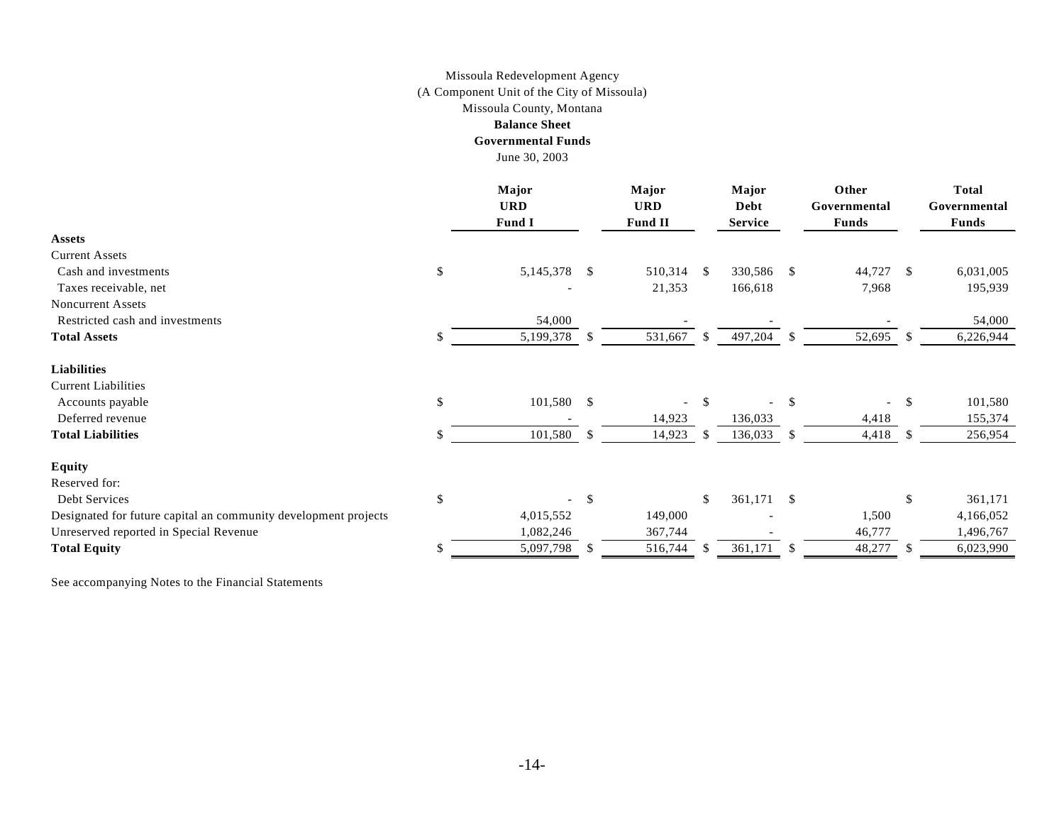Missoula Redevelopment Agency
(A Component Unit of the City of Missoula)
Missoula County, Montana
**Balance Sheet**
**Governmental Funds**
June 30, 2003

| | Major URD Fund I | Major URD Fund II | Major Debt Service | Other Governmental Funds | Total Governmental Funds |
|---|---|---|---|---|---|
| **Assets** | | | | | |
| Current Assets | | | | | |
| Cash and investments | $ 5,145,378 | $ 510,314 | $ 330,586 | $ 44,727 | $ 6,031,005 |
| Taxes receivable, net | - | 21,353 | 166,618 | 7,968 | 195,939 |
| Noncurrent Assets | | | | | |
| Restricted cash and investments | 54,000 | - | - | - | 54,000 |
| **Total Assets** | $ 5,199,378 | $ 531,667 | $ 497,204 | $ 52,695 | $ 6,226,944 |
| **Liabilities** | | | | | |
| Current Liabilities | | | | | |
| Accounts payable | $ 101,580 | $ - | $ - | $ - | $ 101,580 |
| Deferred revenue | - | 14,923 | 136,033 | 4,418 | 155,374 |
| **Total Liabilities** | $ 101,580 | $ 14,923 | $ 136,033 | $ 4,418 | $ 256,954 |
| **Equity** | | | | | |
| Reserved for: | | | | | |
| Debt Services | $ - | $ | $ 361,171 | $ | $ 361,171 |
| Designated for future capital an community development projects | 4,015,552 | 149,000 | - | 1,500 | 4,166,052 |
| Unreserved reported in Special Revenue | 1,082,246 | 367,744 | - | 46,777 | 1,496,767 |
| **Total Equity** | $ 5,097,798 | $ 516,744 | $ 361,171 | $ 48,277 | $ 6,023,990 |

See accompanying Notes to the Financial Statements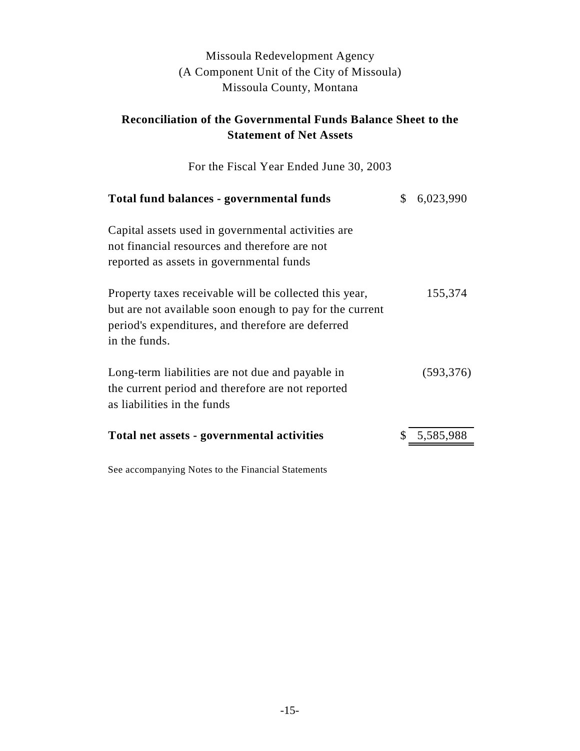Missoula Redevelopment Agency
(A Component Unit of the City of Missoula)
Missoula County, Montana

## Reconciliation of the Governmental Funds Balance Sheet to the Statement of Net Assets

For the Fiscal Year Ended June 30, 2003

| | |
|---|---|
| **Total fund balances - governmental funds** | $ 6,023,990 |
| Capital assets used in governmental activities are not financial resources and therefore are not reported as assets in governmental funds | |
| Property taxes receivable will be collected this year, but are not available soon enough to pay for the current period's expenditures, and therefore are deferred in the funds. | 155,374 |
| Long-term liabilities are not due and payable in the current period and therefore are not reported as liabilities in the funds | (593,376) |
| **Total net assets - governmental activities** | $ 5,585,988 |

See accompanying Notes to the Financial Statements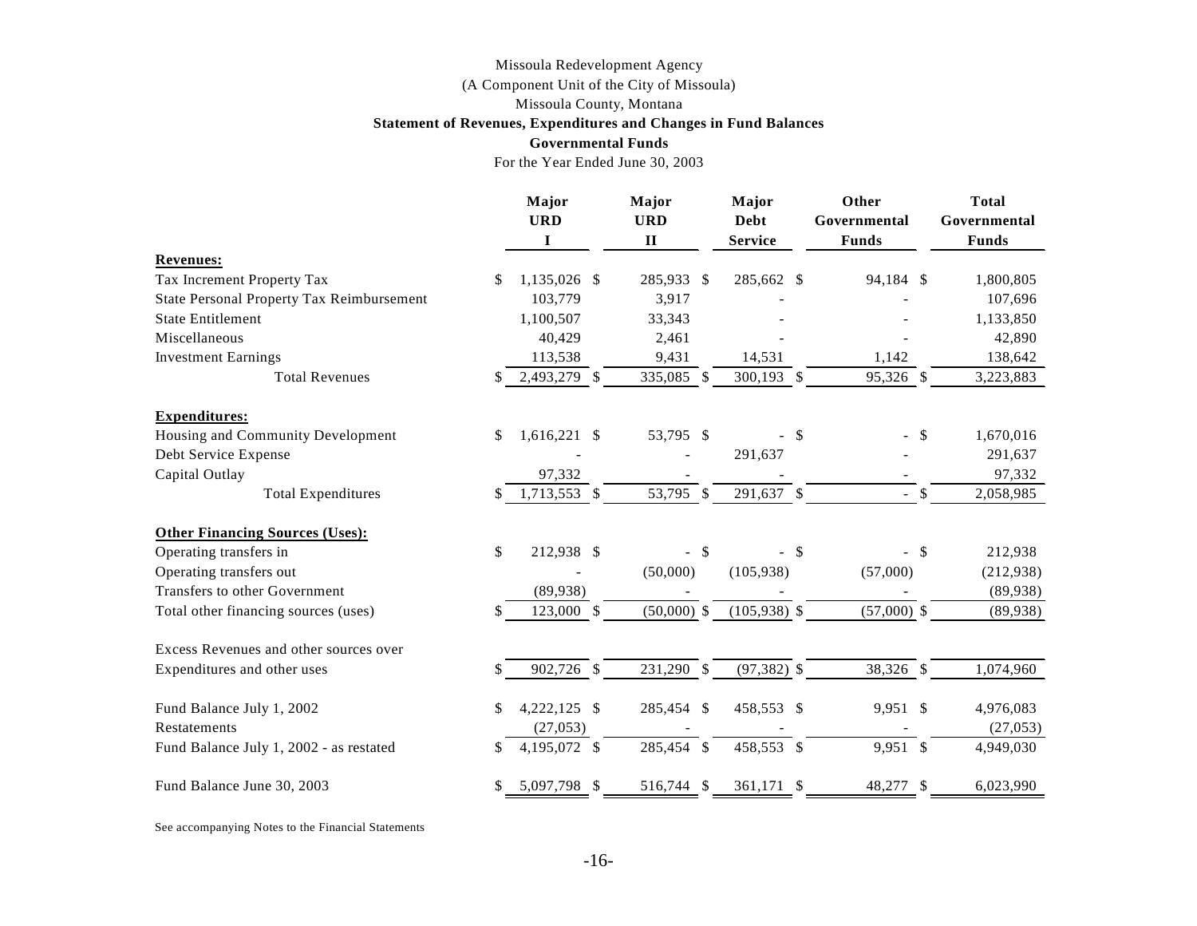Missoula Redevelopment Agency

(A Component Unit of the City of Missoula)

Missoula County, Montana

**Statement of Revenues, Expenditures and Changes in Fund Balances**

**Governmental Funds**

For the Year Ended June 30, 2003

| | Major URD I | Major URD II | Major Debt Service | Other Governmental Funds | Total Governmental Funds |
|---|---|---|---|---|---|
| **Revenues:** | | | | | |
| Tax Increment Property Tax | $ 1,135,026 | $ 285,933 | $ 285,662 | $ 94,184 | $ 1,800,805 |
| State Personal Property Tax Reimbursement | 103,779 | 3,917 | - | - | 107,696 |
| State Entitlement | 1,100,507 | 33,343 | - | - | 1,133,850 |
| Miscellaneous | 40,429 | 2,461 | - | - | 42,890 |
| Investment Earnings | 113,538 | 9,431 | 14,531 | 1,142 | 138,642 |
| Total Revenues | $ 2,493,279 | $ 335,085 | $ 300,193 | $ 95,326 | $ 3,223,883 |
| **Expenditures:** | | | | | |
| Housing and Community Development | $ 1,616,221 | $ 53,795 | $ - | $ - | $ 1,670,016 |
| Debt Service Expense | - | - | 291,637 | - | 291,637 |
| Capital Outlay | 97,332 | - | - | - | 97,332 |
| Total Expenditures | $ 1,713,553 | $ 53,795 | $ 291,637 | $ - | $ 2,058,985 |
| **Other Financing Sources (Uses):** | | | | | |
| Operating transfers in | $ 212,938 | $ - | $ - | $ - | $ 212,938 |
| Operating transfers out | - | (50,000) | (105,938) | (57,000) | (212,938) |
| Transfers to other Government | (89,938) | - | - | - | (89,938) |
| Total other financing sources (uses) | $ 123,000 | $ (50,000) | $ (105,938) | $ (57,000) | $ (89,938) |
| Excess Revenues and other sources over Expenditures and other uses | $ 902,726 | $ 231,290 | $ (97,382) | $ 38,326 | $ 1,074,960 |
| Fund Balance July 1, 2002 | $ 4,222,125 | $ 285,454 | $ 458,553 | $ 9,951 | $ 4,976,083 |
| Restatements | (27,053) | - | - | - | (27,053) |
| Fund Balance July 1, 2002 - as restated | $ 4,195,072 | $ 285,454 | $ 458,553 | $ 9,951 | $ 4,949,030 |
| Fund Balance June 30, 2003 | $ 5,097,798 | $ 516,744 | $ 361,171 | $ 48,277 | $ 6,023,990 |

See accompanying Notes to the Financial Statements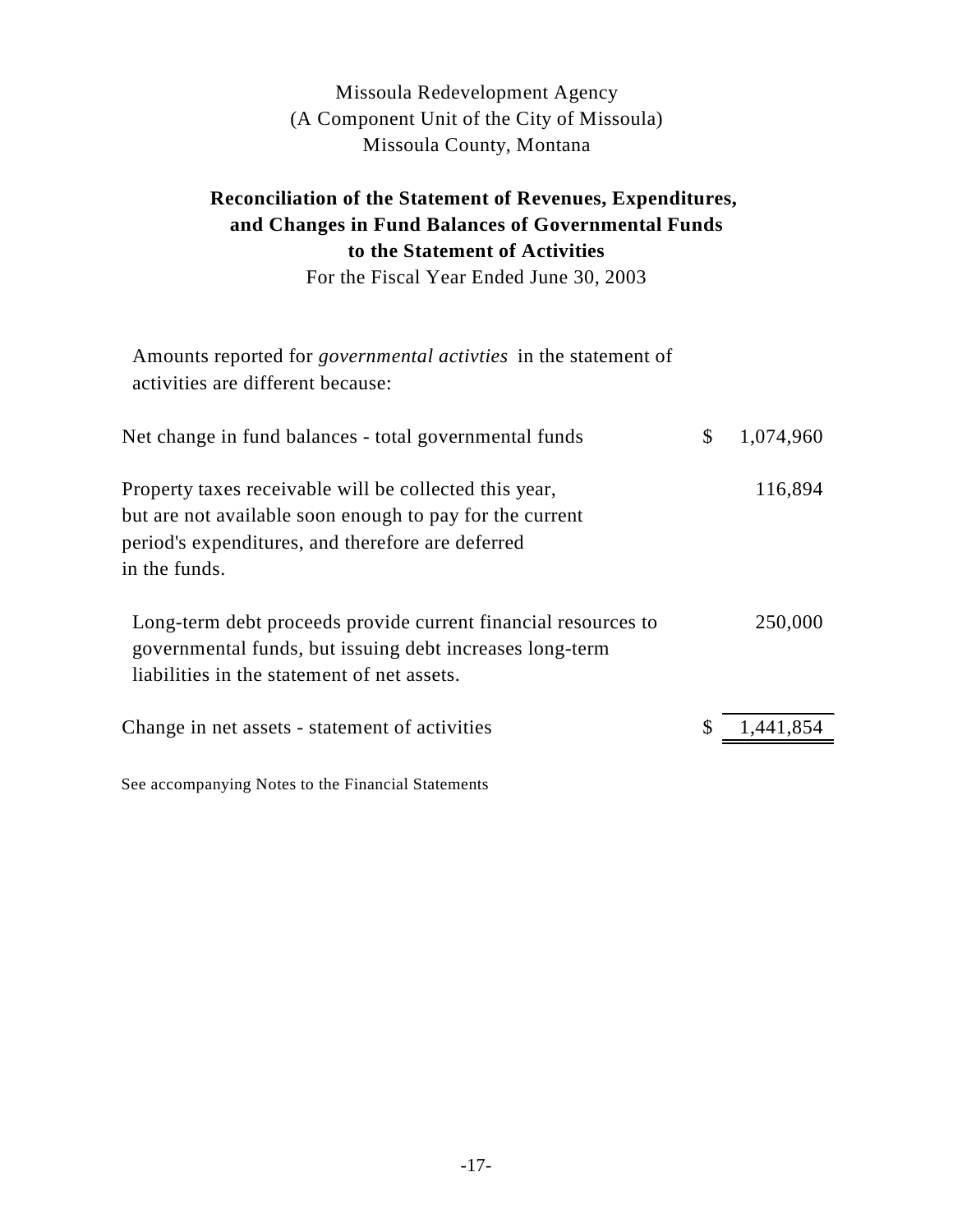Missoula Redevelopment Agency
(A Component Unit of the City of Missoula)
Missoula County, Montana

**Reconciliation of the Statement of Revenues, Expenditures, and Changes in Fund Balances of Governmental Funds to the Statement of Activities**

For the Fiscal Year Ended June 30, 2003

Amounts reported for *governmental activties* in the statement of activities are different because:

| | | |
|---|---|---|
| Net change in fund balances - total governmental funds | $ | 1,074,960 |
| Property taxes receivable will be collected this year, but are not available soon enough to pay for the current period's expenditures, and therefore are deferred in the funds. | | 116,894 |
| Long-term debt proceeds provide current financial resources to governmental funds, but issuing debt increases long-term liabilities in the statement of net assets. | | 250,000 |
| Change in net assets - statement of activities | $ | 1,441,854 |

See accompanying Notes to the Financial Statements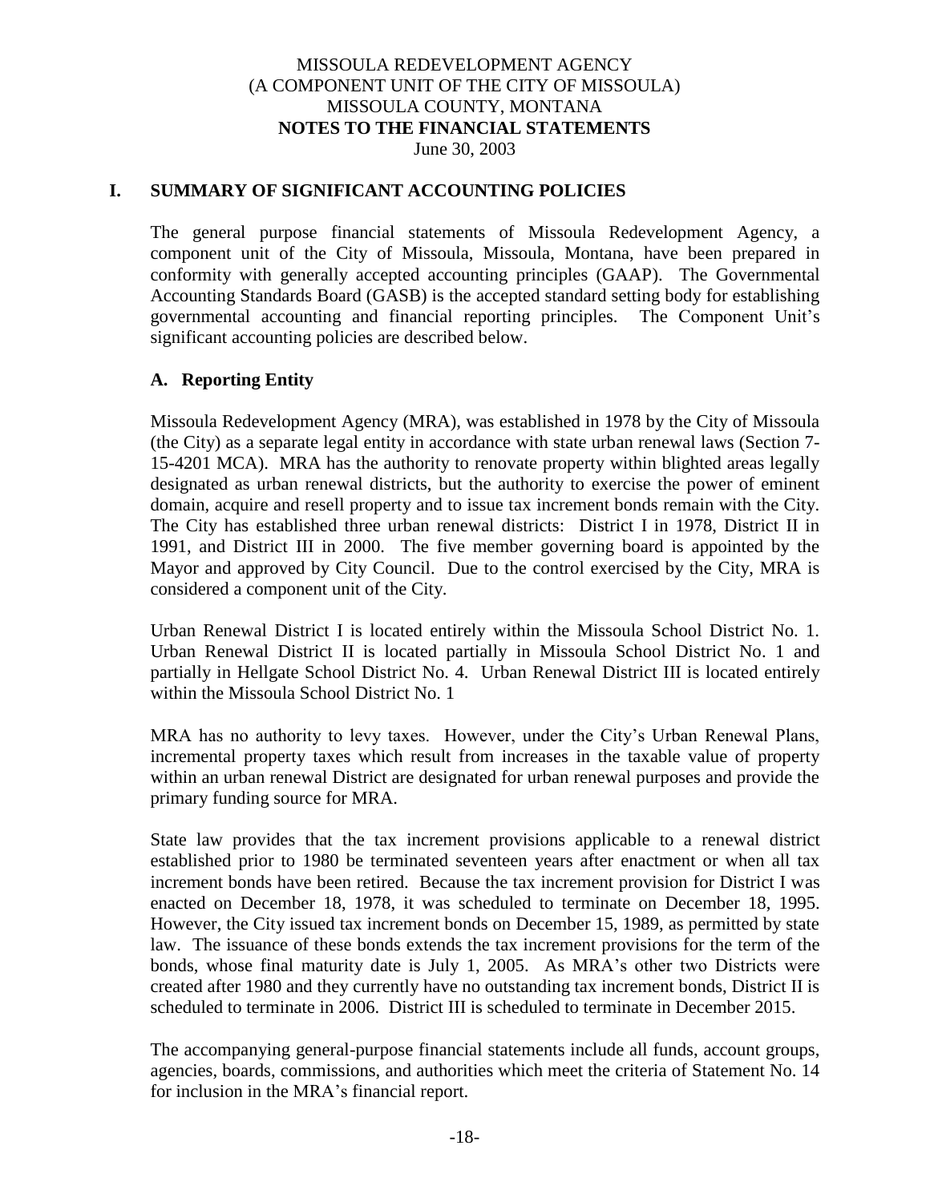MISSOULA REDEVELOPMENT AGENCY
(A COMPONENT UNIT OF THE CITY OF MISSOULA)
MISSOULA COUNTY, MONTANA
**NOTES TO THE FINANCIAL STATEMENTS**
June 30, 2003

## I. SUMMARY OF SIGNIFICANT ACCOUNTING POLICIES

The general purpose financial statements of Missoula Redevelopment Agency, a component unit of the City of Missoula, Missoula, Montana, have been prepared in conformity with generally accepted accounting principles (GAAP). The Governmental Accounting Standards Board (GASB) is the accepted standard setting body for establishing governmental accounting and financial reporting principles. The Component Unit's significant accounting policies are described below.

### A. Reporting Entity

Missoula Redevelopment Agency (MRA), was established in 1978 by the City of Missoula (the City) as a separate legal entity in accordance with state urban renewal laws (Section 7-15-4201 MCA). MRA has the authority to renovate property within blighted areas legally designated as urban renewal districts, but the authority to exercise the power of eminent domain, acquire and resell property and to issue tax increment bonds remain with the City. The City has established three urban renewal districts: District I in 1978, District II in 1991, and District III in 2000. The five member governing board is appointed by the Mayor and approved by City Council. Due to the control exercised by the City, MRA is considered a component unit of the City.

Urban Renewal District I is located entirely within the Missoula School District No. 1. Urban Renewal District II is located partially in Missoula School District No. 1 and partially in Hellgate School District No. 4. Urban Renewal District III is located entirely within the Missoula School District No. 1

MRA has no authority to levy taxes. However, under the City's Urban Renewal Plans, incremental property taxes which result from increases in the taxable value of property within an urban renewal District are designated for urban renewal purposes and provide the primary funding source for MRA.

State law provides that the tax increment provisions applicable to a renewal district established prior to 1980 be terminated seventeen years after enactment or when all tax increment bonds have been retired. Because the tax increment provision for District I was enacted on December 18, 1978, it was scheduled to terminate on December 18, 1995. However, the City issued tax increment bonds on December 15, 1989, as permitted by state law. The issuance of these bonds extends the tax increment provisions for the term of the bonds, whose final maturity date is July 1, 2005. As MRA's other two Districts were created after 1980 and they currently have no outstanding tax increment bonds, District II is scheduled to terminate in 2006. District III is scheduled to terminate in December 2015.

The accompanying general-purpose financial statements include all funds, account groups, agencies, boards, commissions, and authorities which meet the criteria of Statement No. 14 for inclusion in the MRA's financial report.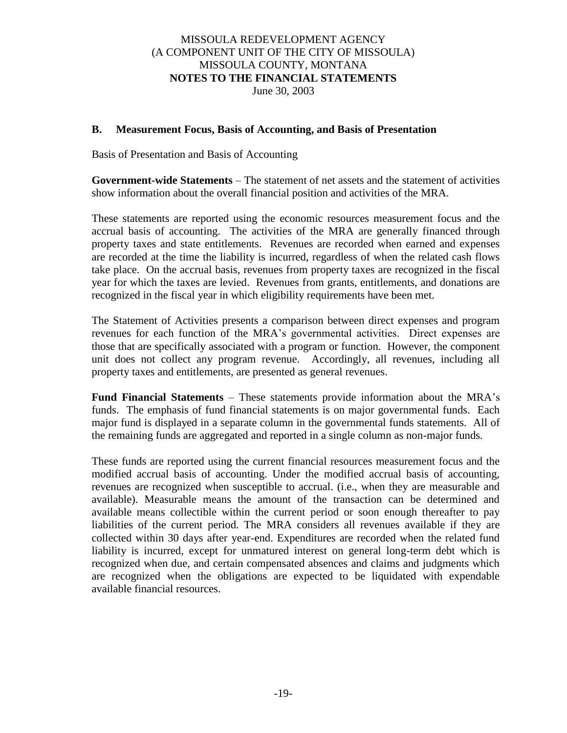### B. Measurement Focus, Basis of Accounting, and Basis of Presentation

Basis of Presentation and Basis of Accounting

**Government-wide Statements** – The statement of net assets and the statement of activities show information about the overall financial position and activities of the MRA.

These statements are reported using the economic resources measurement focus and the accrual basis of accounting. The activities of the MRA are generally financed through property taxes and state entitlements. Revenues are recorded when earned and expenses are recorded at the time the liability is incurred, regardless of when the related cash flows take place. On the accrual basis, revenues from property taxes are recognized in the fiscal year for which the taxes are levied. Revenues from grants, entitlements, and donations are recognized in the fiscal year in which eligibility requirements have been met.

The Statement of Activities presents a comparison between direct expenses and program revenues for each function of the MRA's governmental activities. Direct expenses are those that are specifically associated with a program or function. However, the component unit does not collect any program revenue. Accordingly, all revenues, including all property taxes and entitlements, are presented as general revenues.

**Fund Financial Statements** – These statements provide information about the MRA's funds. The emphasis of fund financial statements is on major governmental funds. Each major fund is displayed in a separate column in the governmental funds statements. All of the remaining funds are aggregated and reported in a single column as non-major funds.

These funds are reported using the current financial resources measurement focus and the modified accrual basis of accounting. Under the modified accrual basis of accounting, revenues are recognized when susceptible to accrual. (i.e., when they are measurable and available). Measurable means the amount of the transaction can be determined and available means collectible within the current period or soon enough thereafter to pay liabilities of the current period. The MRA considers all revenues available if they are collected within 30 days after year-end. Expenditures are recorded when the related fund liability is incurred, except for unmatured interest on general long-term debt which is recognized when due, and certain compensated absences and claims and judgments which are recognized when the obligations are expected to be liquidated with expendable available financial resources.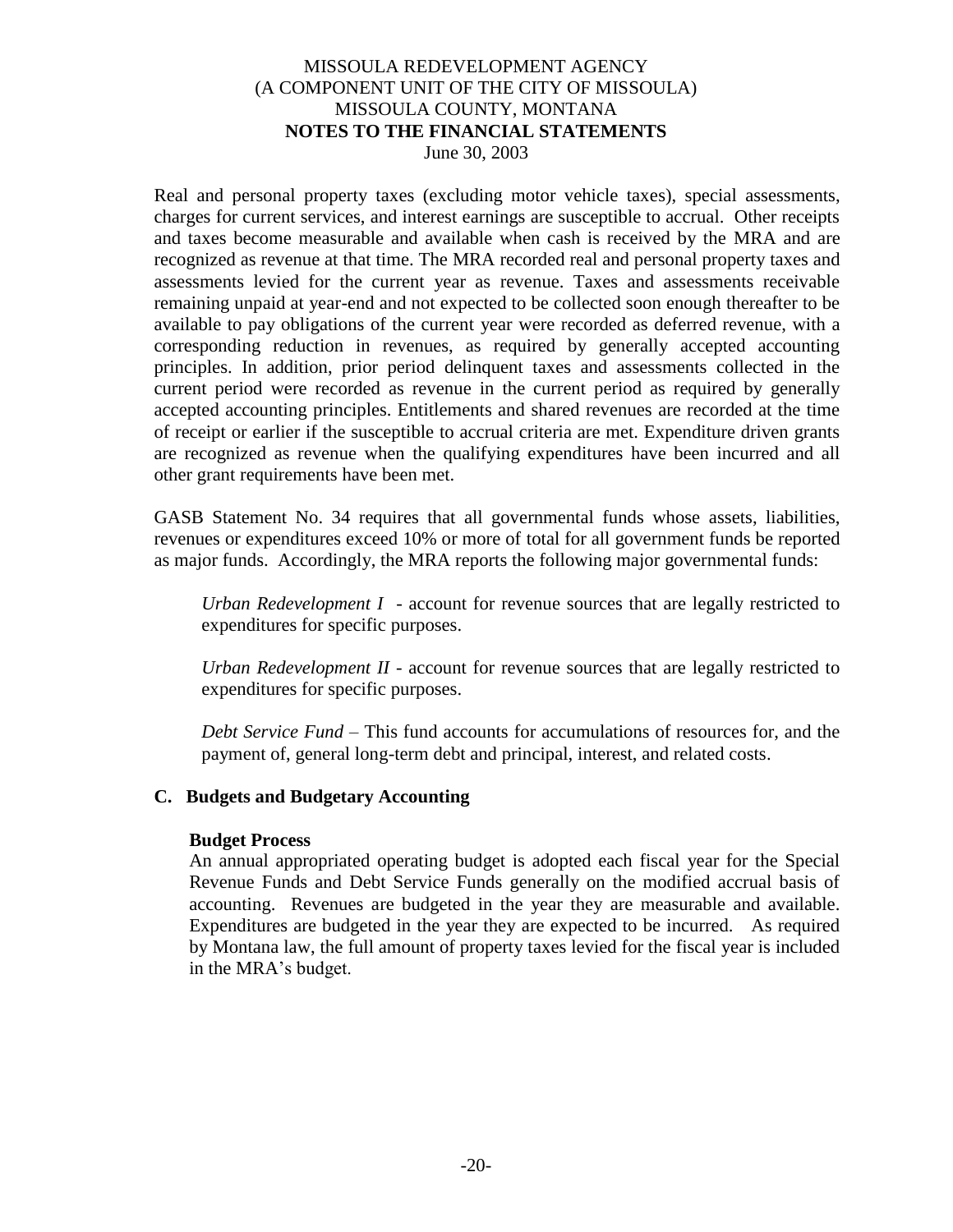Real and personal property taxes (excluding motor vehicle taxes), special assessments, charges for current services, and interest earnings are susceptible to accrual. Other receipts and taxes become measurable and available when cash is received by the MRA and are recognized as revenue at that time. The MRA recorded real and personal property taxes and assessments levied for the current year as revenue. Taxes and assessments receivable remaining unpaid at year-end and not expected to be collected soon enough thereafter to be available to pay obligations of the current year were recorded as deferred revenue, with a corresponding reduction in revenues, as required by generally accepted accounting principles. In addition, prior period delinquent taxes and assessments collected in the current period were recorded as revenue in the current period as required by generally accepted accounting principles. Entitlements and shared revenues are recorded at the time of receipt or earlier if the susceptible to accrual criteria are met. Expenditure driven grants are recognized as revenue when the qualifying expenditures have been incurred and all other grant requirements have been met.

GASB Statement No. 34 requires that all governmental funds whose assets, liabilities, revenues or expenditures exceed 10% or more of total for all government funds be reported as major funds. Accordingly, the MRA reports the following major governmental funds:

*Urban Redevelopment I* - account for revenue sources that are legally restricted to expenditures for specific purposes.

*Urban Redevelopment II* - account for revenue sources that are legally restricted to expenditures for specific purposes.

*Debt Service Fund* – This fund accounts for accumulations of resources for, and the payment of, general long-term debt and principal, interest, and related costs.

## C. Budgets and Budgetary Accounting

**Budget Process**

An annual appropriated operating budget is adopted each fiscal year for the Special Revenue Funds and Debt Service Funds generally on the modified accrual basis of accounting. Revenues are budgeted in the year they are measurable and available. Expenditures are budgeted in the year they are expected to be incurred. As required by Montana law, the full amount of property taxes levied for the fiscal year is included in the MRA's budget.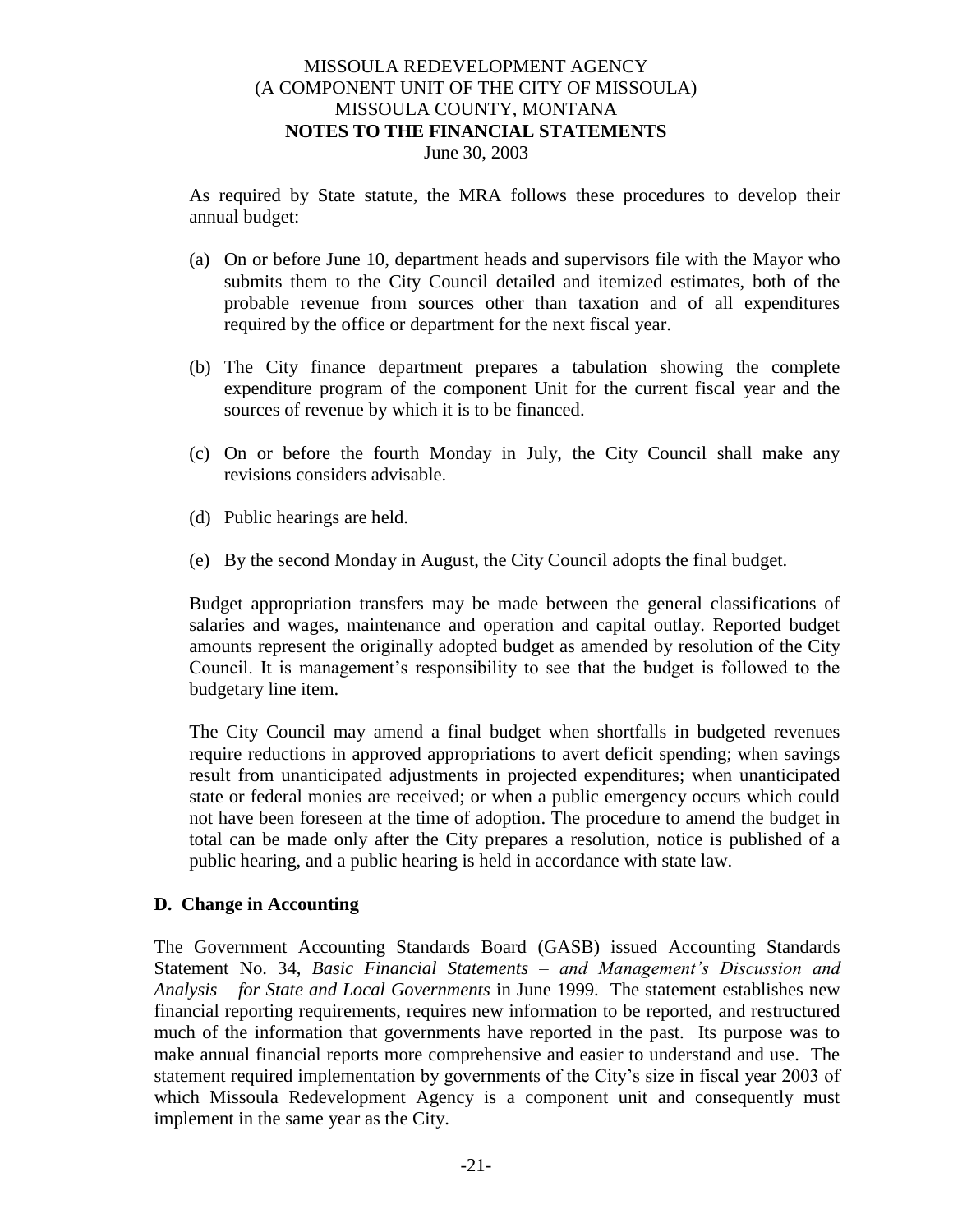As required by State statute, the MRA follows these procedures to develop their annual budget:

(a) On or before June 10, department heads and supervisors file with the Mayor who submits them to the City Council detailed and itemized estimates, both of the probable revenue from sources other than taxation and of all expenditures required by the office or department for the next fiscal year.

(b) The City finance department prepares a tabulation showing the complete expenditure program of the component Unit for the current fiscal year and the sources of revenue by which it is to be financed.

(c) On or before the fourth Monday in July, the City Council shall make any revisions considers advisable.

(d) Public hearings are held.

(e) By the second Monday in August, the City Council adopts the final budget.

Budget appropriation transfers may be made between the general classifications of salaries and wages, maintenance and operation and capital outlay. Reported budget amounts represent the originally adopted budget as amended by resolution of the City Council. It is management's responsibility to see that the budget is followed to the budgetary line item.

The City Council may amend a final budget when shortfalls in budgeted revenues require reductions in approved appropriations to avert deficit spending; when savings result from unanticipated adjustments in projected expenditures; when unanticipated state or federal monies are received; or when a public emergency occurs which could not have been foreseen at the time of adoption. The procedure to amend the budget in total can be made only after the City prepares a resolution, notice is published of a public hearing, and a public hearing is held in accordance with state law.

### D. Change in Accounting

The Government Accounting Standards Board (GASB) issued Accounting Standards Statement No. 34, *Basic Financial Statements – and Management's Discussion and Analysis – for State and Local Governments* in June 1999. The statement establishes new financial reporting requirements, requires new information to be reported, and restructured much of the information that governments have reported in the past. Its purpose was to make annual financial reports more comprehensive and easier to understand and use. The statement required implementation by governments of the City's size in fiscal year 2003 of which Missoula Redevelopment Agency is a component unit and consequently must implement in the same year as the City.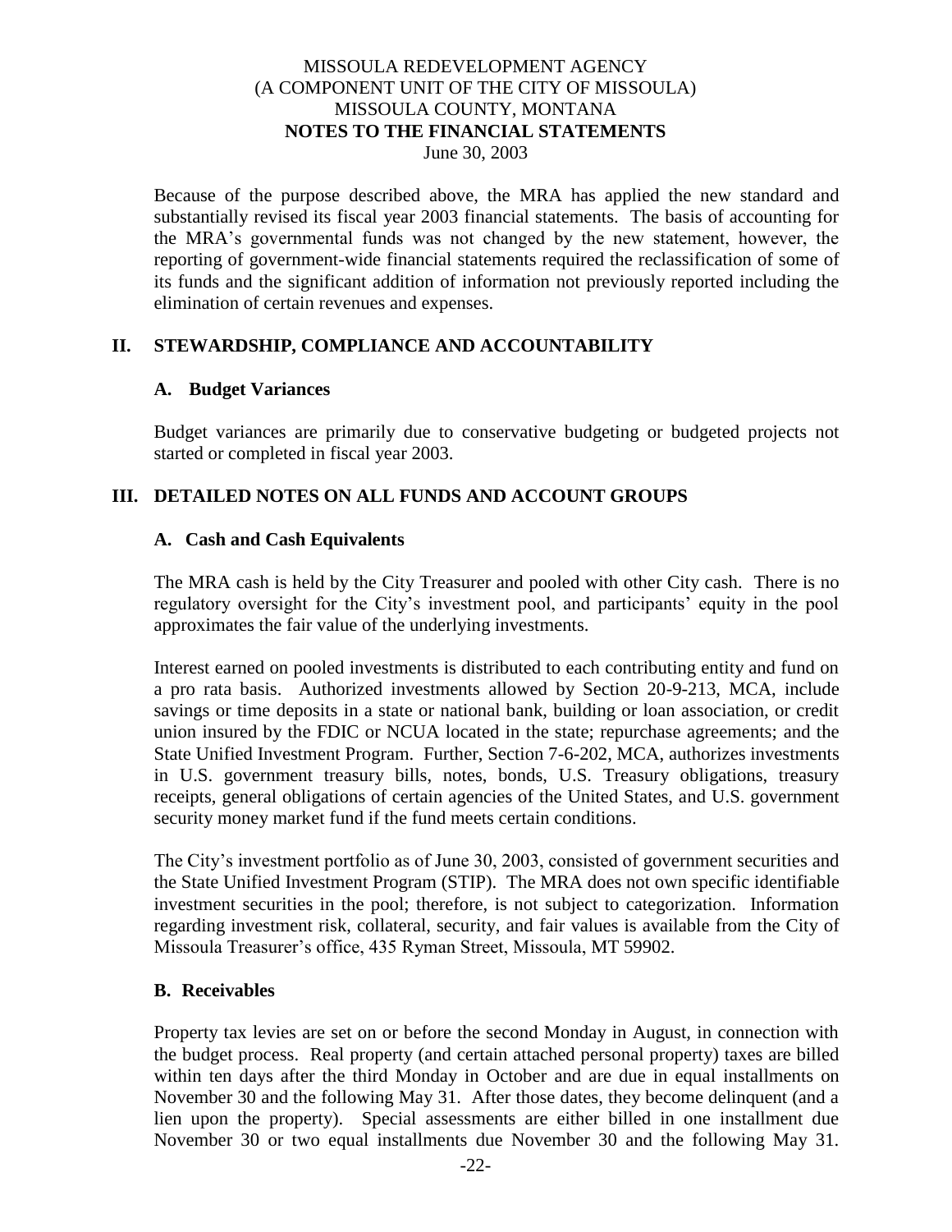Because of the purpose described above, the MRA has applied the new standard and substantially revised its fiscal year 2003 financial statements. The basis of accounting for the MRA's governmental funds was not changed by the new statement, however, the reporting of government-wide financial statements required the reclassification of some of its funds and the significant addition of information not previously reported including the elimination of certain revenues and expenses.

## II. STEWARDSHIP, COMPLIANCE AND ACCOUNTABILITY

### A. Budget Variances

Budget variances are primarily due to conservative budgeting or budgeted projects not started or completed in fiscal year 2003.

## III. DETAILED NOTES ON ALL FUNDS AND ACCOUNT GROUPS

### A. Cash and Cash Equivalents

The MRA cash is held by the City Treasurer and pooled with other City cash. There is no regulatory oversight for the City's investment pool, and participants' equity in the pool approximates the fair value of the underlying investments.

Interest earned on pooled investments is distributed to each contributing entity and fund on a pro rata basis. Authorized investments allowed by Section 20-9-213, MCA, include savings or time deposits in a state or national bank, building or loan association, or credit union insured by the FDIC or NCUA located in the state; repurchase agreements; and the State Unified Investment Program. Further, Section 7-6-202, MCA, authorizes investments in U.S. government treasury bills, notes, bonds, U.S. Treasury obligations, treasury receipts, general obligations of certain agencies of the United States, and U.S. government security money market fund if the fund meets certain conditions.

The City's investment portfolio as of June 30, 2003, consisted of government securities and the State Unified Investment Program (STIP). The MRA does not own specific identifiable investment securities in the pool; therefore, is not subject to categorization. Information regarding investment risk, collateral, security, and fair values is available from the City of Missoula Treasurer's office, 435 Ryman Street, Missoula, MT 59902.

### B. Receivables

Property tax levies are set on or before the second Monday in August, in connection with the budget process. Real property (and certain attached personal property) taxes are billed within ten days after the third Monday in October and are due in equal installments on November 30 and the following May 31. After those dates, they become delinquent (and a lien upon the property). Special assessments are either billed in one installment due November 30 or two equal installments due November 30 and the following May 31.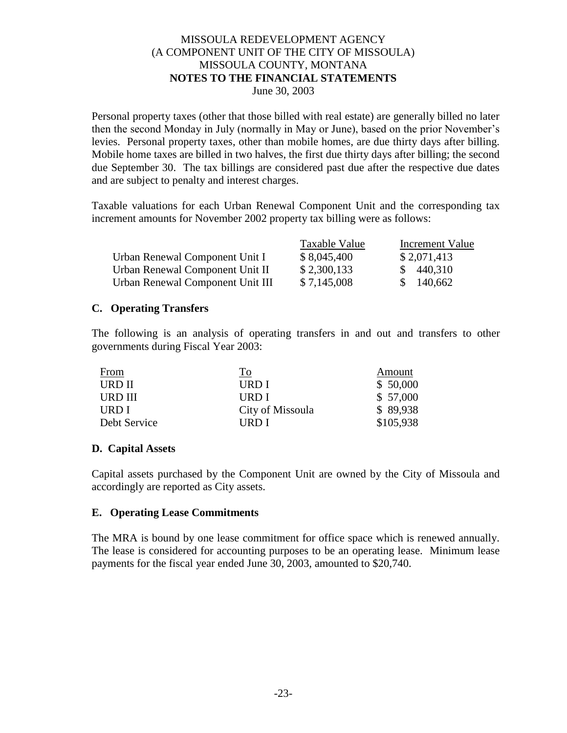Personal property taxes (other that those billed with real estate) are generally billed no later then the second Monday in July (normally in May or June), based on the prior November's levies. Personal property taxes, other than mobile homes, are due thirty days after billing. Mobile home taxes are billed in two halves, the first due thirty days after billing; the second due September 30. The tax billings are considered past due after the respective due dates and are subject to penalty and interest charges.

Taxable valuations for each Urban Renewal Component Unit and the corresponding tax increment amounts for November 2002 property tax billing were as follows:

| | Taxable Value | Increment Value |
|---|---|---|
| Urban Renewal Component Unit I | $ 8,045,400 | $ 2,071,413 |
| Urban Renewal Component Unit II | $ 2,300,133 | $ 440,310 |
| Urban Renewal Component Unit III | $ 7,145,008 | $ 140,662 |

### C. Operating Transfers

The following is an analysis of operating transfers in and out and transfers to other governments during Fiscal Year 2003:

| From | To | Amount |
|---|---|---|
| URD II | URD I | $ 50,000 |
| URD III | URD I | $ 57,000 |
| URD I | City of Missoula | $ 89,938 |
| Debt Service | URD I | $105,938 |

### D. Capital Assets

Capital assets purchased by the Component Unit are owned by the City of Missoula and accordingly are reported as City assets.

### E. Operating Lease Commitments

The MRA is bound by one lease commitment for office space which is renewed annually. The lease is considered for accounting purposes to be an operating lease. Minimum lease payments for the fiscal year ended June 30, 2003, amounted to $20,740.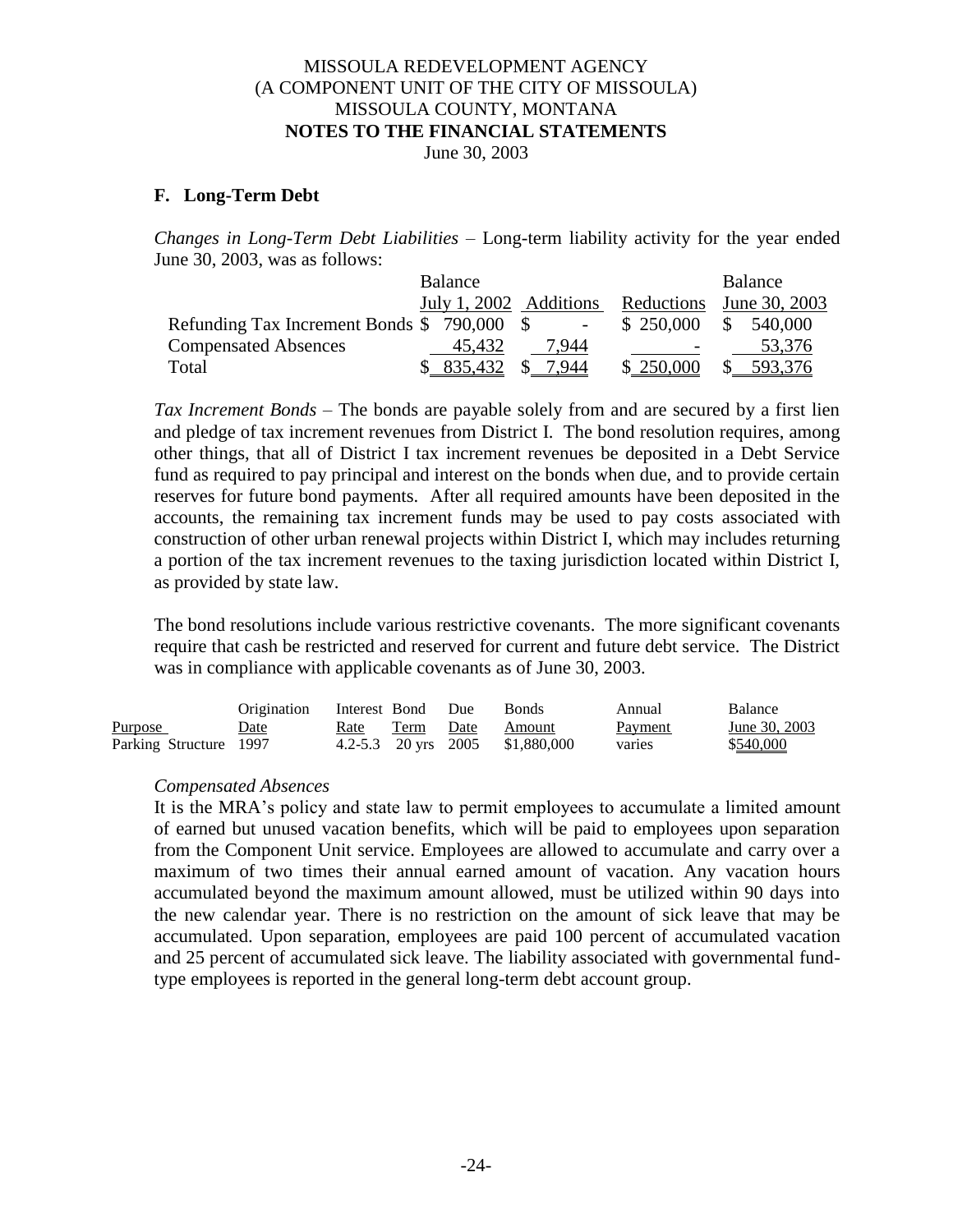MISSOULA REDEVELOPMENT AGENCY
(A COMPONENT UNIT OF THE CITY OF MISSOULA)
MISSOULA COUNTY, MONTANA
**NOTES TO THE FINANCIAL STATEMENTS**
June 30, 2003

## F. Long-Term Debt

*Changes in Long-Term Debt Liabilities* – Long-term liability activity for the year ended June 30, 2003, was as follows:

| | Balance July 1, 2002 | Additions | Reductions | Balance June 30, 2003 |
|---|---|---|---|---|
| Refunding Tax Increment Bonds | $ 790,000 | $ - | $ 250,000 | $ 540,000 |
| Compensated Absences | 45,432 | 7,944 | - | 53,376 |
| Total | $ 835,432 | $ 7,944 | $ 250,000 | $ 593,376 |

*Tax Increment Bonds* – The bonds are payable solely from and are secured by a first lien and pledge of tax increment revenues from District I. The bond resolution requires, among other things, that all of District I tax increment revenues be deposited in a Debt Service fund as required to pay principal and interest on the bonds when due, and to provide certain reserves for future bond payments. After all required amounts have been deposited in the accounts, the remaining tax increment funds may be used to pay costs associated with construction of other urban renewal projects within District I, which may includes returning a portion of the tax increment revenues to the taxing jurisdiction located within District I, as provided by state law.

The bond resolutions include various restrictive covenants. The more significant covenants require that cash be restricted and reserved for current and future debt service. The District was in compliance with applicable covenants as of June 30, 2003.

| Purpose | Origination Date | Interest Rate | Bond Term | Due Date | Bonds Amount | Annual Payment | Balance June 30, 2003 |
|---|---|---|---|---|---|---|---|
| Parking Structure | 1997 | 4.2-5.3 | 20 yrs | 2005 | $1,880,000 | varies | $540,000 |

*Compensated Absences*

It is the MRA's policy and state law to permit employees to accumulate a limited amount of earned but unused vacation benefits, which will be paid to employees upon separation from the Component Unit service. Employees are allowed to accumulate and carry over a maximum of two times their annual earned amount of vacation. Any vacation hours accumulated beyond the maximum amount allowed, must be utilized within 90 days into the new calendar year. There is no restriction on the amount of sick leave that may be accumulated. Upon separation, employees are paid 100 percent of accumulated vacation and 25 percent of accumulated sick leave. The liability associated with governmental fund-type employees is reported in the general long-term debt account group.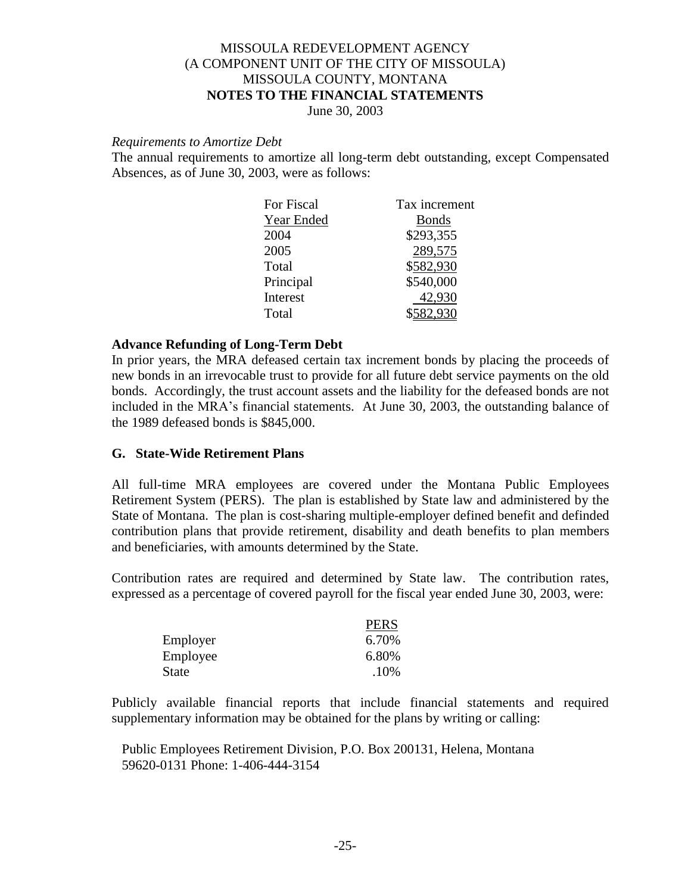MISSOULA REDEVELOPMENT AGENCY
(A COMPONENT UNIT OF THE CITY OF MISSOULA)
MISSOULA COUNTY, MONTANA
**NOTES TO THE FINANCIAL STATEMENTS**
June 30, 2003

*Requirements to Amortize Debt*

The annual requirements to amortize all long-term debt outstanding, except Compensated Absences, as of June 30, 2003, were as follows:

| For Fiscal Year Ended | Tax increment Bonds |
|---|---|
| 2004 | $293,355 |
| 2005 | 289,575 |
| Total | $582,930 |
| Principal | $540,000 |
| Interest | 42,930 |
| Total | $582,930 |

**Advance Refunding of Long-Term Debt**

In prior years, the MRA defeased certain tax increment bonds by placing the proceeds of new bonds in an irrevocable trust to provide for all future debt service payments on the old bonds. Accordingly, the trust account assets and the liability for the defeased bonds are not included in the MRA's financial statements. At June 30, 2003, the outstanding balance of the 1989 defeased bonds is $845,000.

**G. State-Wide Retirement Plans**

All full-time MRA employees are covered under the Montana Public Employees Retirement System (PERS). The plan is established by State law and administered by the State of Montana. The plan is cost-sharing multiple-employer defined benefit and definded contribution plans that provide retirement, disability and death benefits to plan members and beneficiaries, with amounts determined by the State.

Contribution rates are required and determined by State law. The contribution rates, expressed as a percentage of covered payroll for the fiscal year ended June 30, 2003, were:

| | PERS |
|---|---|
| Employer | 6.70% |
| Employee | 6.80% |
| State | .10% |

Publicly available financial reports that include financial statements and required supplementary information may be obtained for the plans by writing or calling:

Public Employees Retirement Division, P.O. Box 200131, Helena, Montana 59620-0131 Phone: 1-406-444-3154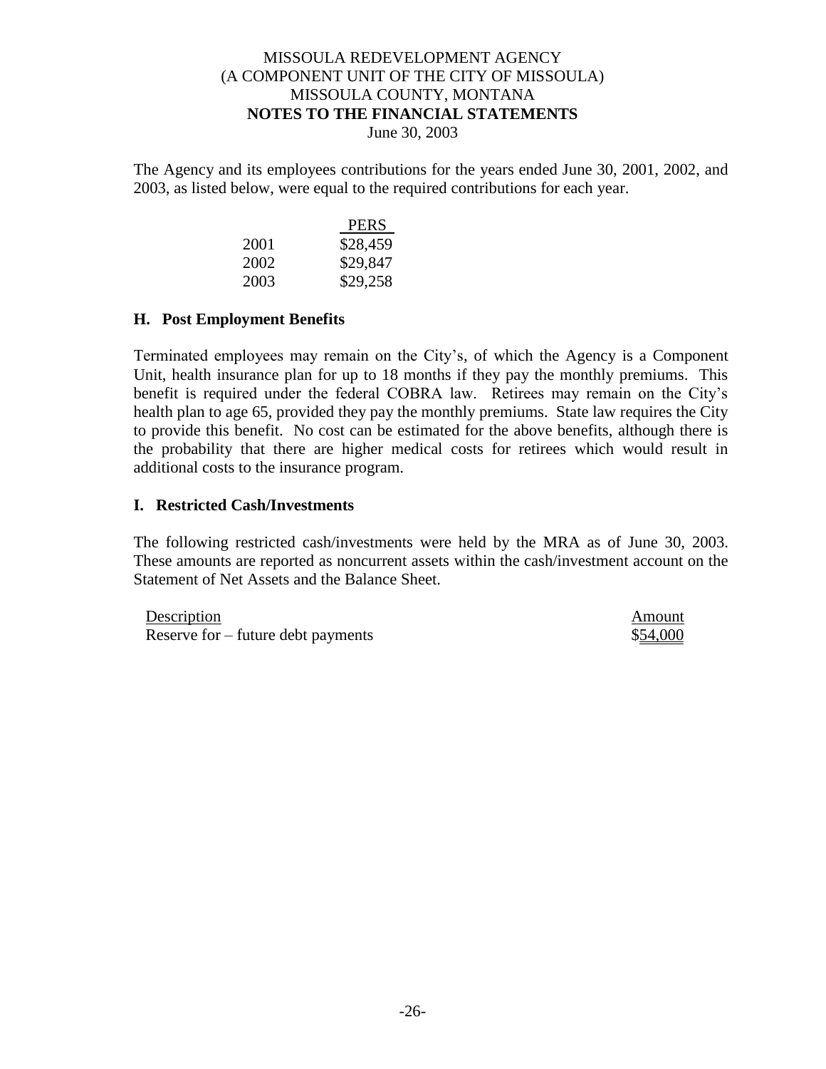The Agency and its employees contributions for the years ended June 30, 2001, 2002, and 2003, as listed below, were equal to the required contributions for each year.

| | PERS |
|---|---|
| 2001 | $28,459 |
| 2002 | $29,847 |
| 2003 | $29,258 |

## H. Post Employment Benefits

Terminated employees may remain on the City's, of which the Agency is a Component Unit, health insurance plan for up to 18 months if they pay the monthly premiums. This benefit is required under the federal COBRA law. Retirees may remain on the City's health plan to age 65, provided they pay the monthly premiums. State law requires the City to provide this benefit. No cost can be estimated for the above benefits, although there is the probability that there are higher medical costs for retirees which would result in additional costs to the insurance program.

## I. Restricted Cash/Investments

The following restricted cash/investments were held by the MRA as of June 30, 2003. These amounts are reported as noncurrent assets within the cash/investment account on the Statement of Net Assets and the Balance Sheet.

| Description | Amount |
|---|---|
| Reserve for – future debt payments | $54,000 |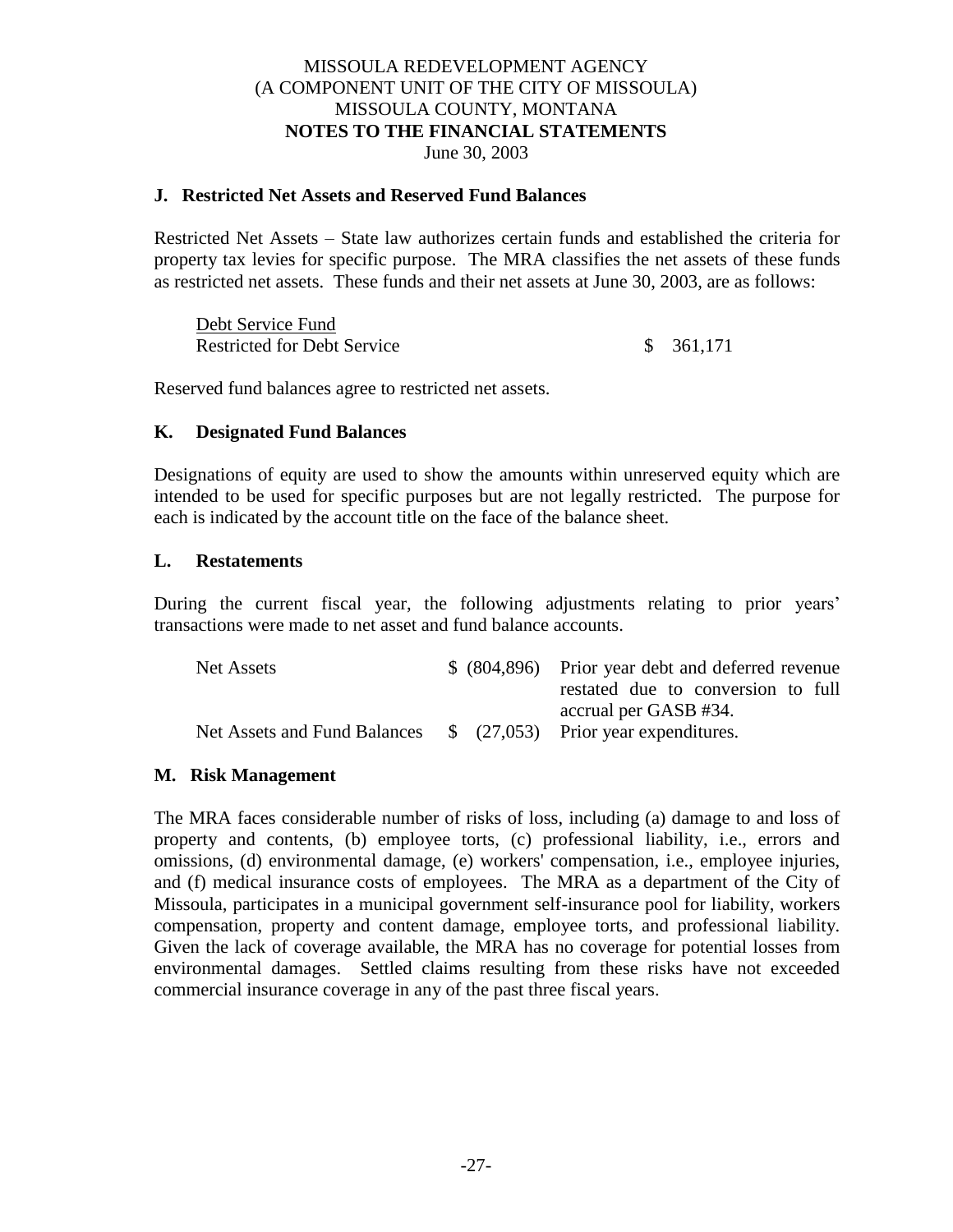MISSOULA REDEVELOPMENT AGENCY
(A COMPONENT UNIT OF THE CITY OF MISSOULA)
MISSOULA COUNTY, MONTANA
**NOTES TO THE FINANCIAL STATEMENTS**
June 30, 2003

### J. Restricted Net Assets and Reserved Fund Balances

Restricted Net Assets – State law authorizes certain funds and established the criteria for property tax levies for specific purpose. The MRA classifies the net assets of these funds as restricted net assets. These funds and their net assets at June 30, 2003, are as follows:

| | |
|---|---|
| Debt Service Fund | |
| Restricted for Debt Service | $ 361,171 |

Reserved fund balances agree to restricted net assets.

### K. Designated Fund Balances

Designations of equity are used to show the amounts within unreserved equity which are intended to be used for specific purposes but are not legally restricted. The purpose for each is indicated by the account title on the face of the balance sheet.

### L. Restatements

During the current fiscal year, the following adjustments relating to prior years' transactions were made to net asset and fund balance accounts.

| | | |
|---|---|---|
| Net Assets | $ (804,896) | Prior year debt and deferred revenue restated due to conversion to full accrual per GASB #34. |
| Net Assets and Fund Balances | $ (27,053) | Prior year expenditures. |

### M. Risk Management

The MRA faces considerable number of risks of loss, including (a) damage to and loss of property and contents, (b) employee torts, (c) professional liability, i.e., errors and omissions, (d) environmental damage, (e) workers' compensation, i.e., employee injuries, and (f) medical insurance costs of employees. The MRA as a department of the City of Missoula, participates in a municipal government self-insurance pool for liability, workers compensation, property and content damage, employee torts, and professional liability. Given the lack of coverage available, the MRA has no coverage for potential losses from environmental damages. Settled claims resulting from these risks have not exceeded commercial insurance coverage in any of the past three fiscal years.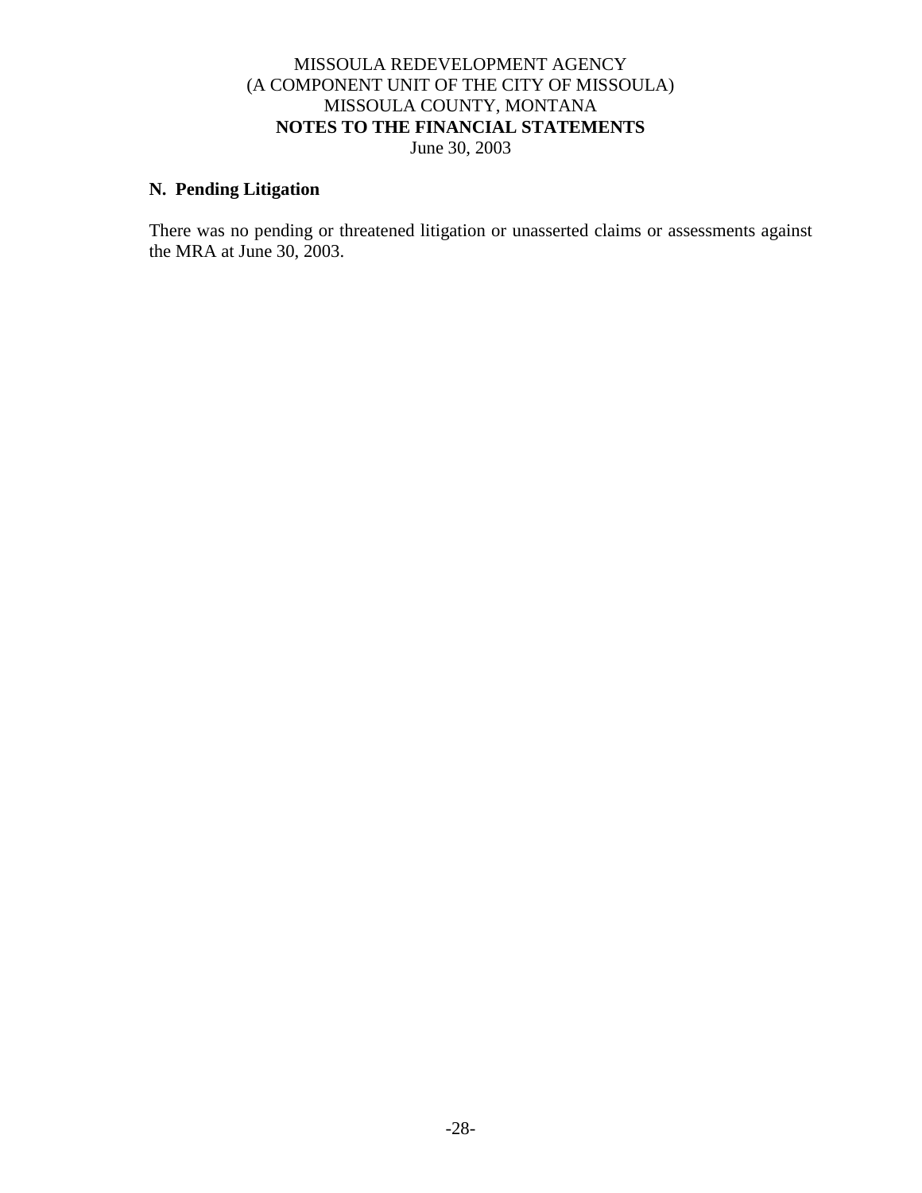## N. Pending Litigation

There was no pending or threatened litigation or unasserted claims or assessments against the MRA at June 30, 2003.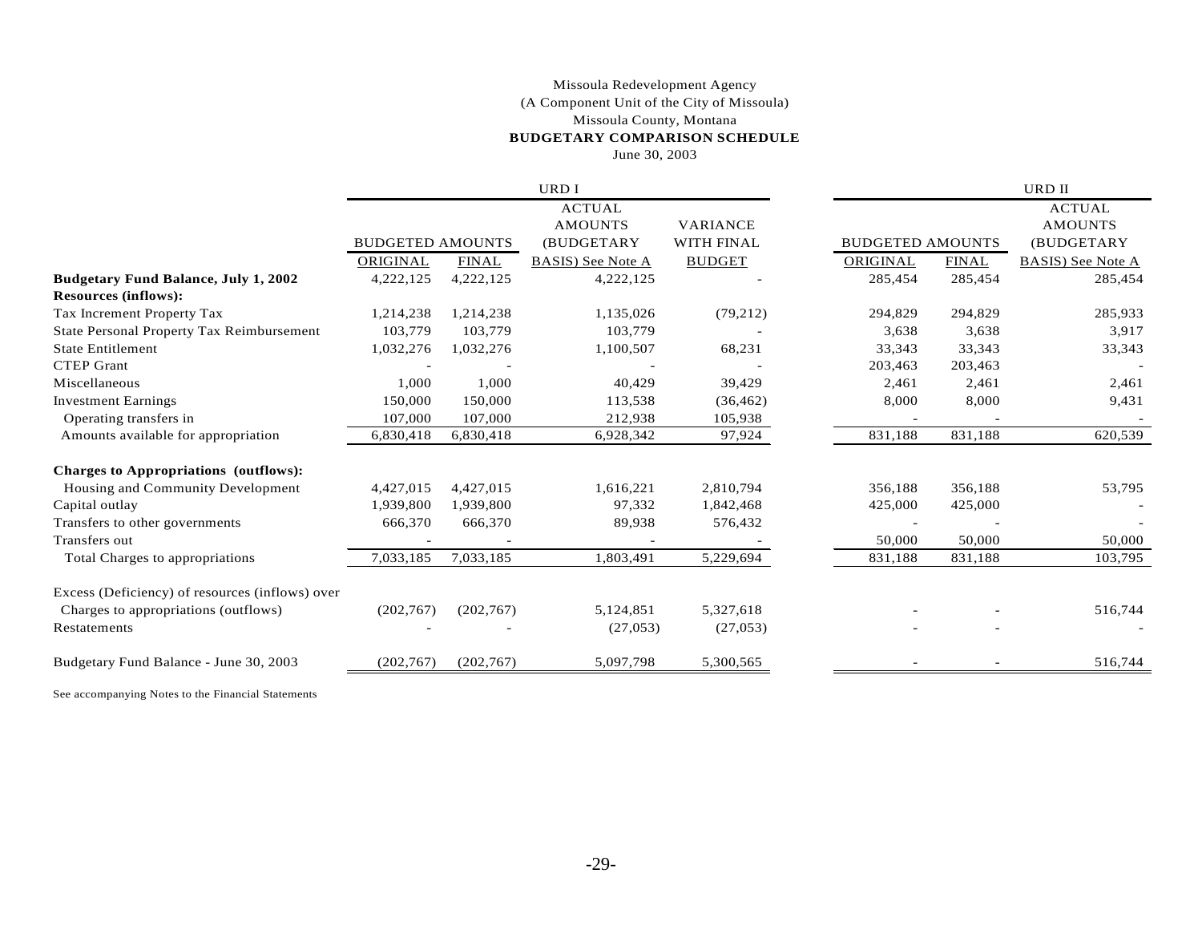Missoula Redevelopment Agency
(A Component Unit of the City of Missoula)
Missoula County, Montana
**BUDGETARY COMPARISON SCHEDULE**
June 30, 2003

| | URD I | | | | URD II | | |
|---|---|---|---|---|---|---|---|
| | BUDGETED AMOUNTS | | ACTUAL AMOUNTS (BUDGETARY | VARIANCE WITH FINAL | BUDGETED AMOUNTS | | ACTUAL AMOUNTS (BUDGETARY |
| | ORIGINAL | FINAL | BASIS) See Note A | BUDGET | ORIGINAL | FINAL | BASIS) See Note A |
| **Budgetary Fund Balance, July 1, 2002** | 4,222,125 | 4,222,125 | 4,222,125 | - | 285,454 | 285,454 | 285,454 |
| **Resources (inflows):** | | | | | | | |
| Tax Increment Property Tax | 1,214,238 | 1,214,238 | 1,135,026 | (79,212) | 294,829 | 294,829 | 285,933 |
| State Personal Property Tax Reimbursement | 103,779 | 103,779 | 103,779 | - | 3,638 | 3,638 | 3,917 |
| State Entitlement | 1,032,276 | 1,032,276 | 1,100,507 | 68,231 | 33,343 | 33,343 | 33,343 |
| CTEP Grant | - | - | - | - | 203,463 | 203,463 | - |
| Miscellaneous | 1,000 | 1,000 | 40,429 | 39,429 | 2,461 | 2,461 | 2,461 |
| Investment Earnings | 150,000 | 150,000 | 113,538 | (36,462) | 8,000 | 8,000 | 9,431 |
| Operating transfers in | 107,000 | 107,000 | 212,938 | 105,938 | - | - | - |
| Amounts available for appropriation | 6,830,418 | 6,830,418 | 6,928,342 | 97,924 | 831,188 | 831,188 | 620,539 |
| **Charges to Appropriations (outflows):** | | | | | | | |
| Housing and Community Development | 4,427,015 | 4,427,015 | 1,616,221 | 2,810,794 | 356,188 | 356,188 | 53,795 |
| Capital outlay | 1,939,800 | 1,939,800 | 97,332 | 1,842,468 | 425,000 | 425,000 | - |
| Transfers to other governments | 666,370 | 666,370 | 89,938 | 576,432 | - | - | - |
| Transfers out | - | - | - | - | 50,000 | 50,000 | 50,000 |
| Total Charges to appropriations | 7,033,185 | 7,033,185 | 1,803,491 | 5,229,694 | 831,188 | 831,188 | 103,795 |
| Excess (Deficiency) of resources (inflows) over Charges to appropriations (outflows) | (202,767) | (202,767) | 5,124,851 | 5,327,618 | - | - | 516,744 |
| Restatements | - | - | (27,053) | (27,053) | - | - | - |
| Budgetary Fund Balance - June 30, 2003 | (202,767) | (202,767) | 5,097,798 | 5,300,565 | - | - | 516,744 |

See accompanying Notes to the Financial Statements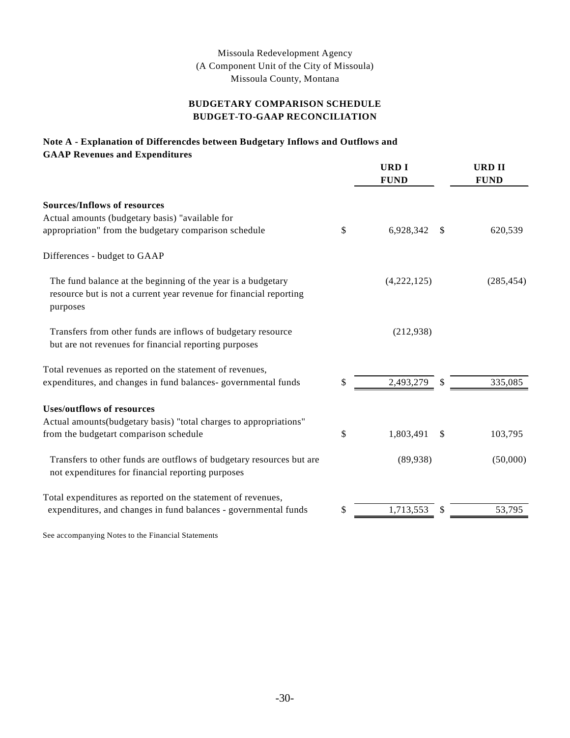Missoula Redevelopment Agency
(A Component Unit of the City of Missoula)
Missoula County, Montana

## BUDGETARY COMPARISON SCHEDULE
## BUDGET-TO-GAAP RECONCILIATION

**Note A - Explanation of Differencdes between Budgetary Inflows and Outflows and GAAP Revenues and Expenditures**

| | URD I FUND | URD II FUND |
|---|---|---|
| **Sources/Inflows of resources** | | |
| Actual amounts (budgetary basis) "available for appropriation" from the budgetary comparison schedule | $ 6,928,342 | $ 620,539 |
| Differences - budget to GAAP | | |
| The fund balance at the beginning of the year is a budgetary resource but is not a current year revenue for financial reporting purposes | (4,222,125) | (285,454) |
| Transfers from other funds are inflows of budgetary resource but are not revenues for financial reporting purposes | (212,938) | |
| Total revenues as reported on the statement of revenues, expenditures, and changes in fund balances- governmental funds | $ 2,493,279 | $ 335,085 |
| **Uses/outflows of resources** | | |
| Actual amounts(budgetary basis) "total charges to appropriations" from the budgetart comparison schedule | $ 1,803,491 | $ 103,795 |
| Transfers to other funds are outflows of budgetary resources but are not expenditures for financial reporting purposes | (89,938) | (50,000) |
| Total expenditures as reported on the statement of revenues, expenditures, and changes in fund balances - governmental funds | $ 1,713,553 | $ 53,795 |

See accompanying Notes to the Financial Statements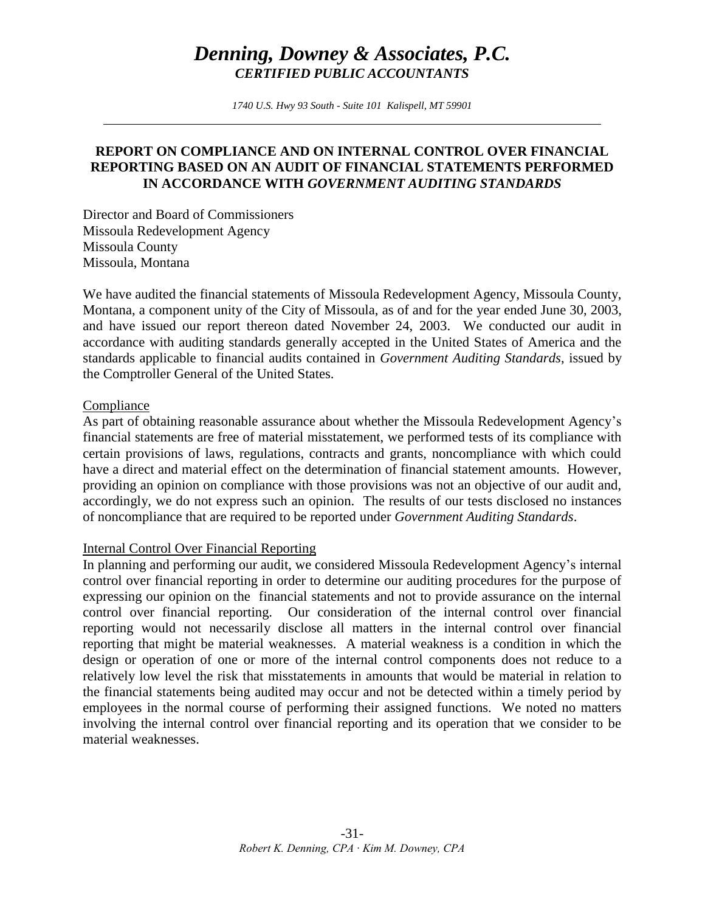# *Denning, Downey & Associates, P.C.*
***CERTIFIED PUBLIC ACCOUNTANTS***

*1740 U.S. Hwy 93 South - Suite 101 Kalispell, MT 59901*

---

## REPORT ON COMPLIANCE AND ON INTERNAL CONTROL OVER FINANCIAL REPORTING BASED ON AN AUDIT OF FINANCIAL STATEMENTS PERFORMED IN ACCORDANCE WITH *GOVERNMENT AUDITING STANDARDS*

Director and Board of Commissioners
Missoula Redevelopment Agency
Missoula County
Missoula, Montana

We have audited the financial statements of Missoula Redevelopment Agency, Missoula County, Montana, a component unity of the City of Missoula, as of and for the year ended June 30, 2003, and have issued our report thereon dated November 24, 2003. We conducted our audit in accordance with auditing standards generally accepted in the United States of America and the standards applicable to financial audits contained in *Government Auditing Standards*, issued by the Comptroller General of the United States.

Compliance

As part of obtaining reasonable assurance about whether the Missoula Redevelopment Agency's financial statements are free of material misstatement, we performed tests of its compliance with certain provisions of laws, regulations, contracts and grants, noncompliance with which could have a direct and material effect on the determination of financial statement amounts. However, providing an opinion on compliance with those provisions was not an objective of our audit and, accordingly, we do not express such an opinion. The results of our tests disclosed no instances of noncompliance that are required to be reported under *Government Auditing Standards*.

Internal Control Over Financial Reporting

In planning and performing our audit, we considered Missoula Redevelopment Agency's internal control over financial reporting in order to determine our auditing procedures for the purpose of expressing our opinion on the financial statements and not to provide assurance on the internal control over financial reporting. Our consideration of the internal control over financial reporting would not necessarily disclose all matters in the internal control over financial reporting that might be material weaknesses. A material weakness is a condition in which the design or operation of one or more of the internal control components does not reduce to a relatively low level the risk that misstatements in amounts that would be material in relation to the financial statements being audited may occur and not be detected within a timely period by employees in the normal course of performing their assigned functions. We noted no matters involving the internal control over financial reporting and its operation that we consider to be material weaknesses.

*Robert K. Denning, CPA · Kim M. Downey, CPA*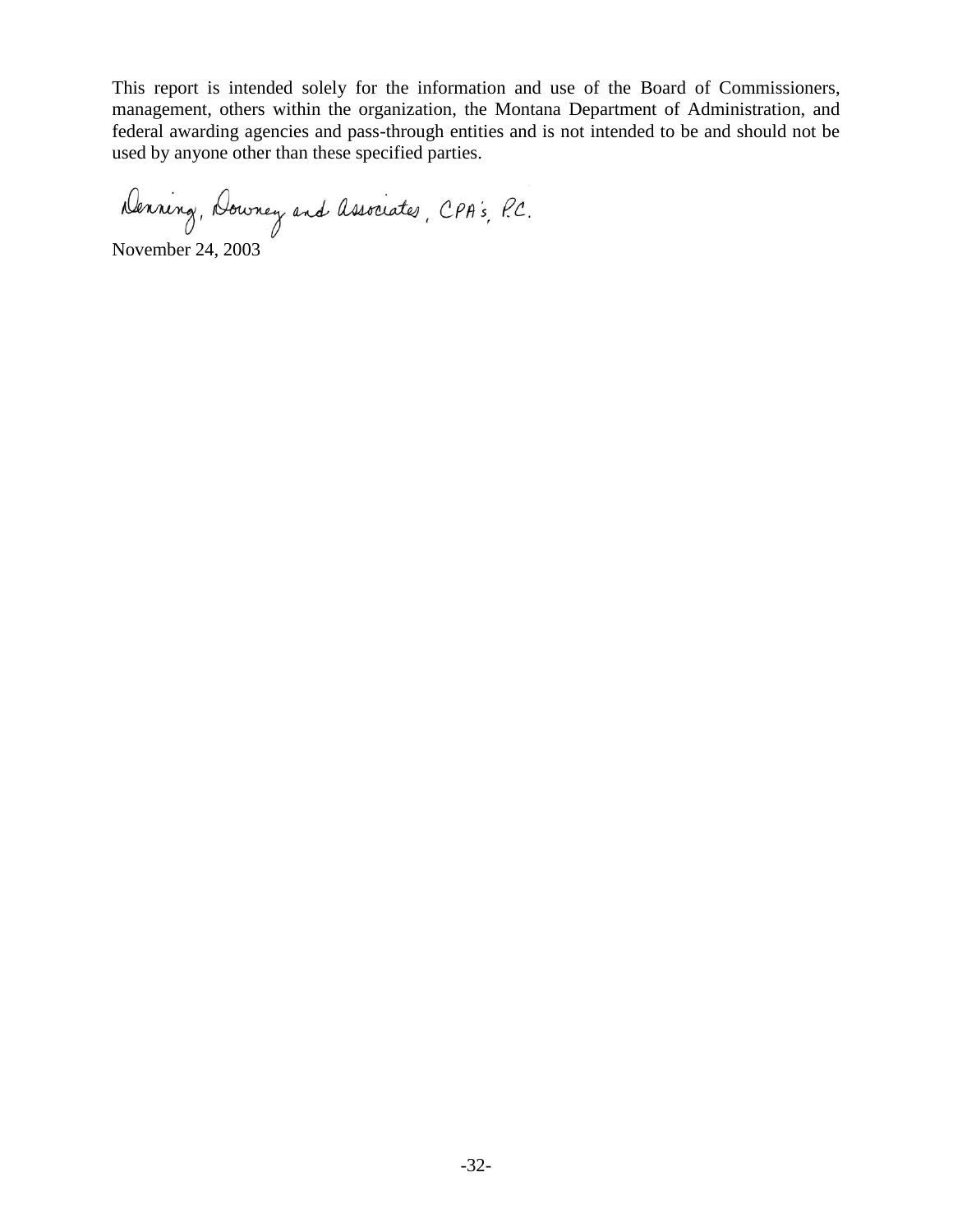This report is intended solely for the information and use of the Board of Commissioners, management, others within the organization, the Montana Department of Administration, and federal awarding agencies and pass-through entities and is not intended to be and should not be used by anyone other than these specified parties.

Denning, Downey and Associates, CPA's, P.C.

November 24, 2003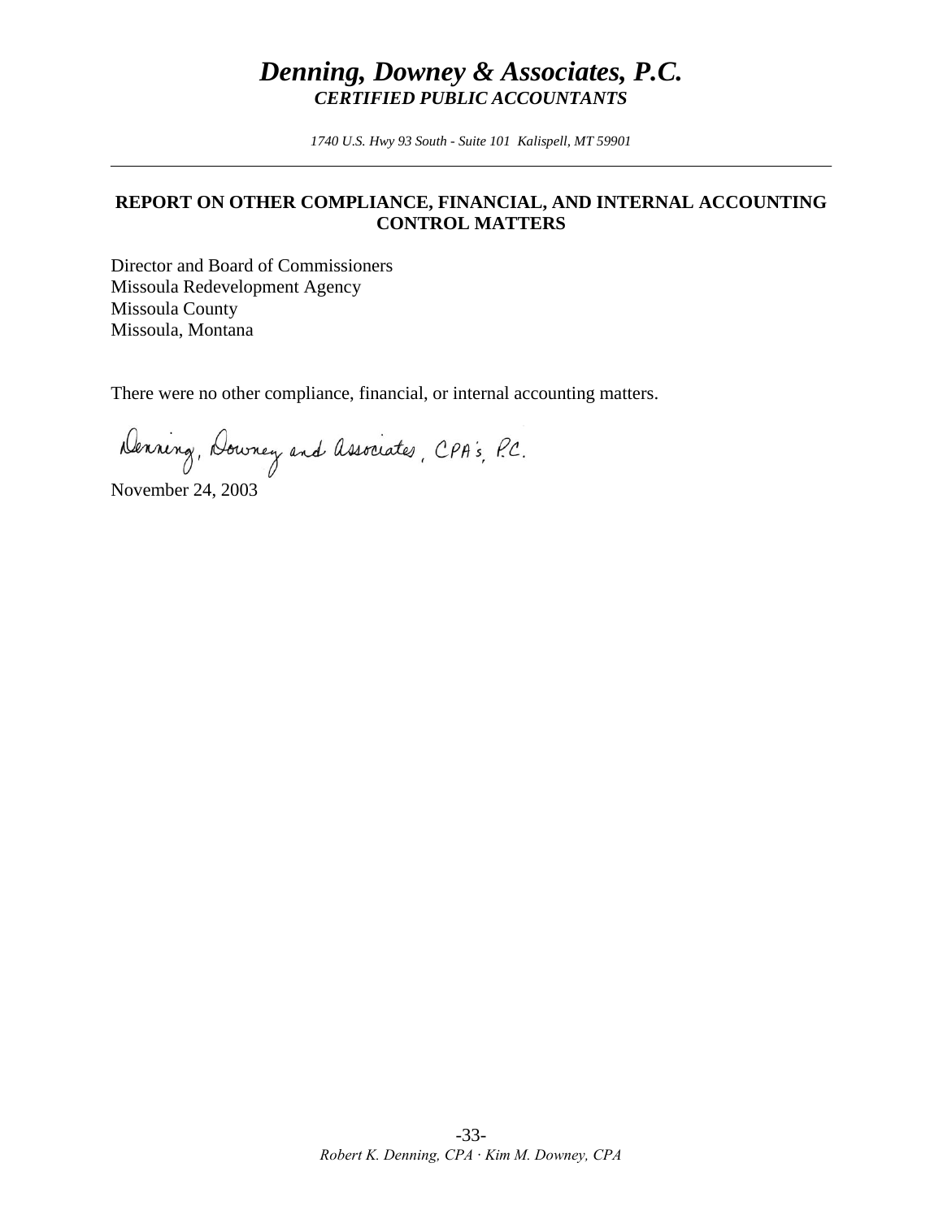# *Denning, Downey & Associates, P.C.*

***CERTIFIED PUBLIC ACCOUNTANTS***

*1740 U.S. Hwy 93 South - Suite 101 Kalispell, MT 59901*

---

## REPORT ON OTHER COMPLIANCE, FINANCIAL, AND INTERNAL ACCOUNTING CONTROL MATTERS

Director and Board of Commissioners
Missoula Redevelopment Agency
Missoula County
Missoula, Montana

There were no other compliance, financial, or internal accounting matters.

Denning, Downey and Associates, CPA's, P.C.

November 24, 2003

*Robert K. Denning, CPA · Kim M. Downey, CPA*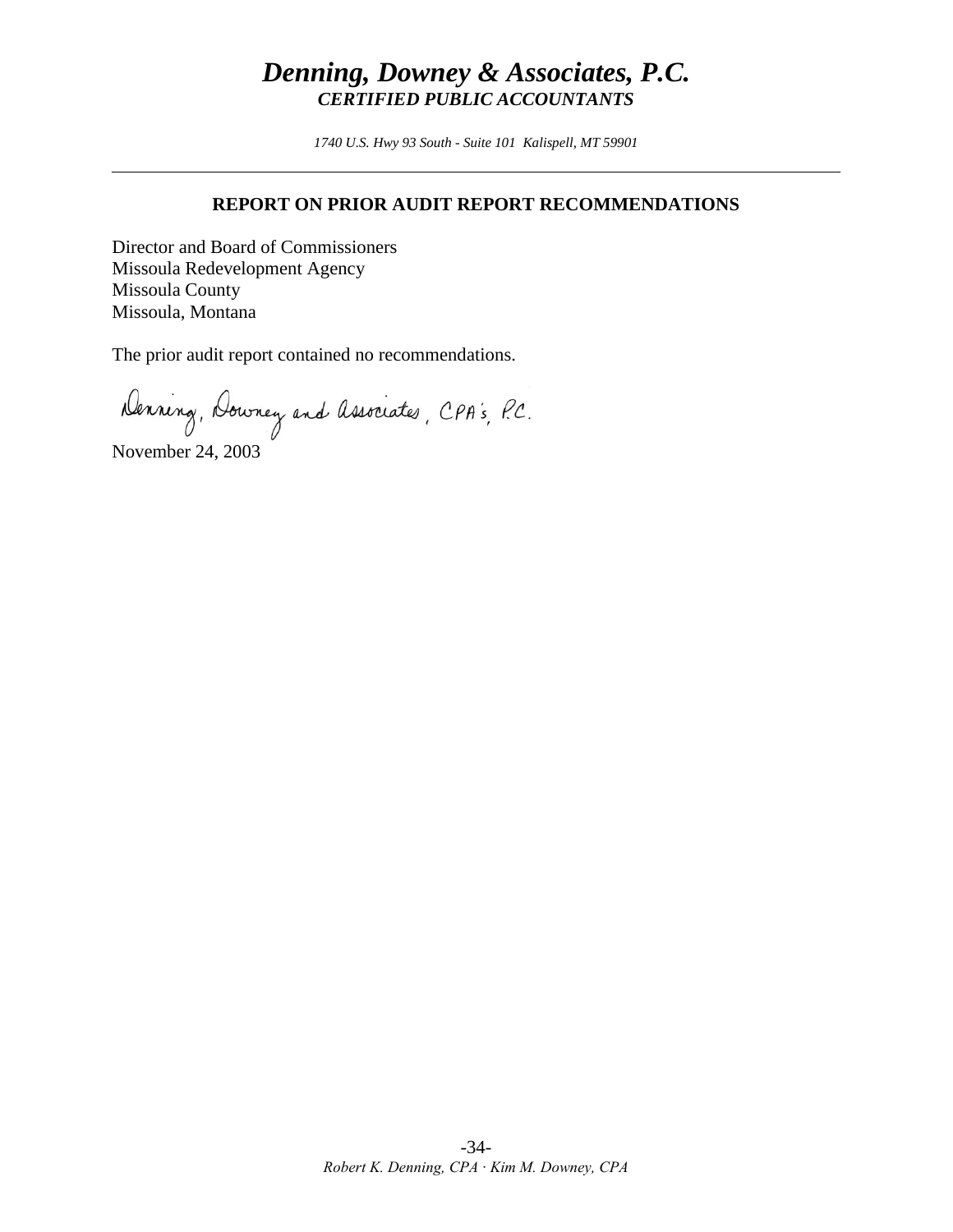# *Denning, Downey & Associates, P.C.*

***CERTIFIED PUBLIC ACCOUNTANTS***

*1740 U.S. Hwy 93 South - Suite 101 Kalispell, MT 59901*

---

## REPORT ON PRIOR AUDIT REPORT RECOMMENDATIONS

Director and Board of Commissioners
Missoula Redevelopment Agency
Missoula County
Missoula, Montana

The prior audit report contained no recommendations.

Denning, Downey and Associates, CPA's, P.C.

November 24, 2003

*Robert K. Denning, CPA · Kim M. Downey, CPA*